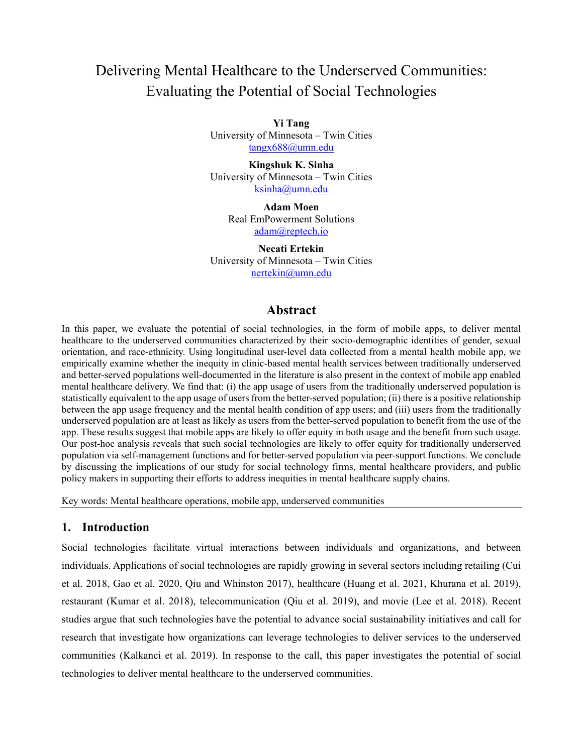# Delivering Mental Healthcare to the Underserved Communities: Evaluating the Potential of Social Technologies

**Yi Tang**
University of Minnesota – Twin Cities
tangx688@umn.edu

**Kingshuk K. Sinha**
University of Minnesota – Twin Cities
ksinha@umn.edu

**Adam Moen**
Real EmPowerment Solutions
adam@reptech.io

**Necati Ertekin**
University of Minnesota – Twin Cities
nertekin@umn.edu

## Abstract

In this paper, we evaluate the potential of social technologies, in the form of mobile apps, to deliver mental healthcare to the underserved communities characterized by their socio-demographic identities of gender, sexual orientation, and race-ethnicity. Using longitudinal user-level data collected from a mental health mobile app, we empirically examine whether the inequity in clinic-based mental health services between traditionally underserved and better-served populations well-documented in the literature is also present in the context of mobile app enabled mental healthcare delivery. We find that: (i) the app usage of users from the traditionally underserved population is statistically equivalent to the app usage of users from the better-served population; (ii) there is a positive relationship between the app usage frequency and the mental health condition of app users; and (iii) users from the traditionally underserved population are at least as likely as users from the better-served population to benefit from the use of the app. These results suggest that mobile apps are likely to offer equity in both usage and the benefit from such usage. Our post-hoc analysis reveals that such social technologies are likely to offer equity for traditionally underserved population via self-management functions and for better-served population via peer-support functions. We conclude by discussing the implications of our study for social technology firms, mental healthcare providers, and public policy makers in supporting their efforts to address inequities in mental healthcare supply chains.

Key words: Mental healthcare operations, mobile app, underserved communities

## 1. Introduction

Social technologies facilitate virtual interactions between individuals and organizations, and between individuals. Applications of social technologies are rapidly growing in several sectors including retailing (Cui et al. 2018, Gao et al. 2020, Qiu and Whinston 2017), healthcare (Huang et al. 2021, Khurana et al. 2019), restaurant (Kumar et al. 2018), telecommunication (Qiu et al. 2019), and movie (Lee et al. 2018). Recent studies argue that such technologies have the potential to advance social sustainability initiatives and call for research that investigate how organizations can leverage technologies to deliver services to the underserved communities (Kalkanci et al. 2019). In response to the call, this paper investigates the potential of social technologies to deliver mental healthcare to the underserved communities.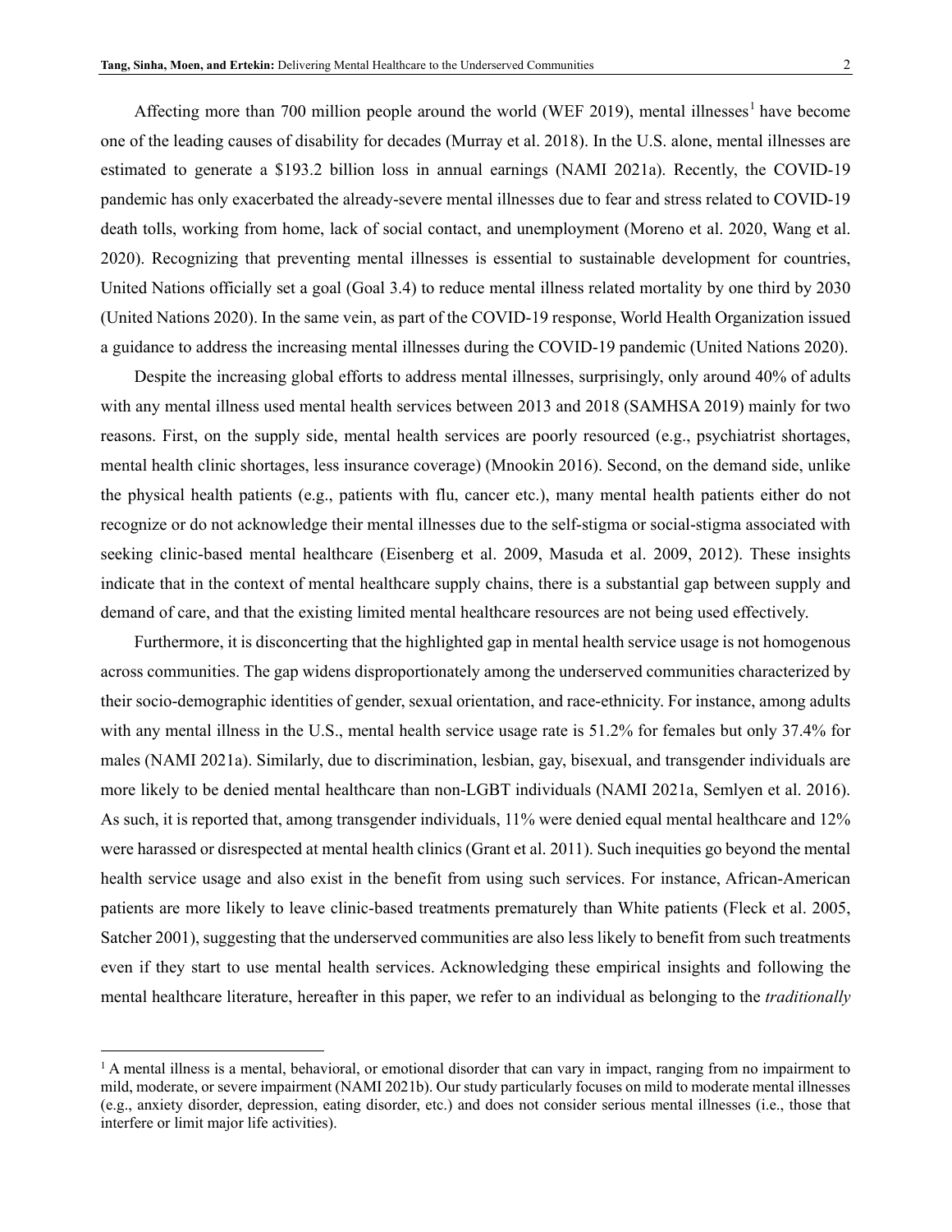Affecting more than 700 million people around the world (WEF 2019), mental illnesses[1] have become one of the leading causes of disability for decades (Murray et al. 2018). In the U.S. alone, mental illnesses are estimated to generate a $193.2 billion loss in annual earnings (NAMI 2021a). Recently, the COVID-19 pandemic has only exacerbated the already-severe mental illnesses due to fear and stress related to COVID-19 death tolls, working from home, lack of social contact, and unemployment (Moreno et al. 2020, Wang et al. 2020). Recognizing that preventing mental illnesses is essential to sustainable development for countries, United Nations officially set a goal (Goal 3.4) to reduce mental illness related mortality by one third by 2030 (United Nations 2020). In the same vein, as part of the COVID-19 response, World Health Organization issued a guidance to address the increasing mental illnesses during the COVID-19 pandemic (United Nations 2020).

Despite the increasing global efforts to address mental illnesses, surprisingly, only around 40% of adults with any mental illness used mental health services between 2013 and 2018 (SAMHSA 2019) mainly for two reasons. First, on the supply side, mental health services are poorly resourced (e.g., psychiatrist shortages, mental health clinic shortages, less insurance coverage) (Mnookin 2016). Second, on the demand side, unlike the physical health patients (e.g., patients with flu, cancer etc.), many mental health patients either do not recognize or do not acknowledge their mental illnesses due to the self-stigma or social-stigma associated with seeking clinic-based mental healthcare (Eisenberg et al. 2009, Masuda et al. 2009, 2012). These insights indicate that in the context of mental healthcare supply chains, there is a substantial gap between supply and demand of care, and that the existing limited mental healthcare resources are not being used effectively.

Furthermore, it is disconcerting that the highlighted gap in mental health service usage is not homogenous across communities. The gap widens disproportionately among the underserved communities characterized by their socio-demographic identities of gender, sexual orientation, and race-ethnicity. For instance, among adults with any mental illness in the U.S., mental health service usage rate is 51.2% for females but only 37.4% for males (NAMI 2021a). Similarly, due to discrimination, lesbian, gay, bisexual, and transgender individuals are more likely to be denied mental healthcare than non-LGBT individuals (NAMI 2021a, Semlyen et al. 2016). As such, it is reported that, among transgender individuals, 11% were denied equal mental healthcare and 12% were harassed or disrespected at mental health clinics (Grant et al. 2011). Such inequities go beyond the mental health service usage and also exist in the benefit from using such services. For instance, African-American patients are more likely to leave clinic-based treatments prematurely than White patients (Fleck et al. 2005, Satcher 2001), suggesting that the underserved communities are also less likely to benefit from such treatments even if they start to use mental health services. Acknowledging these empirical insights and following the mental healthcare literature, hereafter in this paper, we refer to an individual as belonging to the *traditionally*

[1] A mental illness is a mental, behavioral, or emotional disorder that can vary in impact, ranging from no impairment to mild, moderate, or severe impairment (NAMI 2021b). Our study particularly focuses on mild to moderate mental illnesses (e.g., anxiety disorder, depression, eating disorder, etc.) and does not consider serious mental illnesses (i.e., those that interfere or limit major life activities).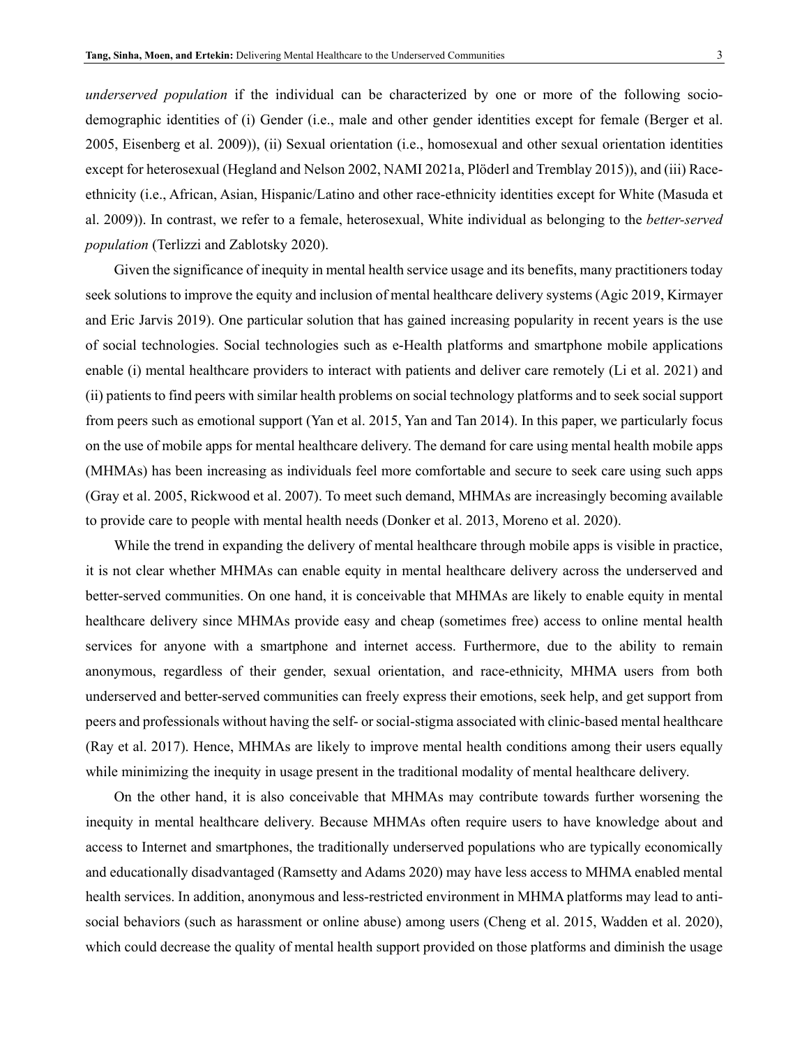*underserved population* if the individual can be characterized by one or more of the following socio-demographic identities of (i) Gender (i.e., male and other gender identities except for female (Berger et al. 2005, Eisenberg et al. 2009)), (ii) Sexual orientation (i.e., homosexual and other sexual orientation identities except for heterosexual (Hegland and Nelson 2002, NAMI 2021a, Plöderl and Tremblay 2015)), and (iii) Race-ethnicity (i.e., African, Asian, Hispanic/Latino and other race-ethnicity identities except for White (Masuda et al. 2009)). In contrast, we refer to a female, heterosexual, White individual as belonging to the *better-served population* (Terlizzi and Zablotsky 2020).

Given the significance of inequity in mental health service usage and its benefits, many practitioners today seek solutions to improve the equity and inclusion of mental healthcare delivery systems (Agic 2019, Kirmayer and Eric Jarvis 2019). One particular solution that has gained increasing popularity in recent years is the use of social technologies. Social technologies such as e-Health platforms and smartphone mobile applications enable (i) mental healthcare providers to interact with patients and deliver care remotely (Li et al. 2021) and (ii) patients to find peers with similar health problems on social technology platforms and to seek social support from peers such as emotional support (Yan et al. 2015, Yan and Tan 2014). In this paper, we particularly focus on the use of mobile apps for mental healthcare delivery. The demand for care using mental health mobile apps (MHMAs) has been increasing as individuals feel more comfortable and secure to seek care using such apps (Gray et al. 2005, Rickwood et al. 2007). To meet such demand, MHMAs are increasingly becoming available to provide care to people with mental health needs (Donker et al. 2013, Moreno et al. 2020).

While the trend in expanding the delivery of mental healthcare through mobile apps is visible in practice, it is not clear whether MHMAs can enable equity in mental healthcare delivery across the underserved and better-served communities. On one hand, it is conceivable that MHMAs are likely to enable equity in mental healthcare delivery since MHMAs provide easy and cheap (sometimes free) access to online mental health services for anyone with a smartphone and internet access. Furthermore, due to the ability to remain anonymous, regardless of their gender, sexual orientation, and race-ethnicity, MHMA users from both underserved and better-served communities can freely express their emotions, seek help, and get support from peers and professionals without having the self- or social-stigma associated with clinic-based mental healthcare (Ray et al. 2017). Hence, MHMAs are likely to improve mental health conditions among their users equally while minimizing the inequity in usage present in the traditional modality of mental healthcare delivery.

On the other hand, it is also conceivable that MHMAs may contribute towards further worsening the inequity in mental healthcare delivery. Because MHMAs often require users to have knowledge about and access to Internet and smartphones, the traditionally underserved populations who are typically economically and educationally disadvantaged (Ramsetty and Adams 2020) may have less access to MHMA enabled mental health services. In addition, anonymous and less-restricted environment in MHMA platforms may lead to anti-social behaviors (such as harassment or online abuse) among users (Cheng et al. 2015, Wadden et al. 2020), which could decrease the quality of mental health support provided on those platforms and diminish the usage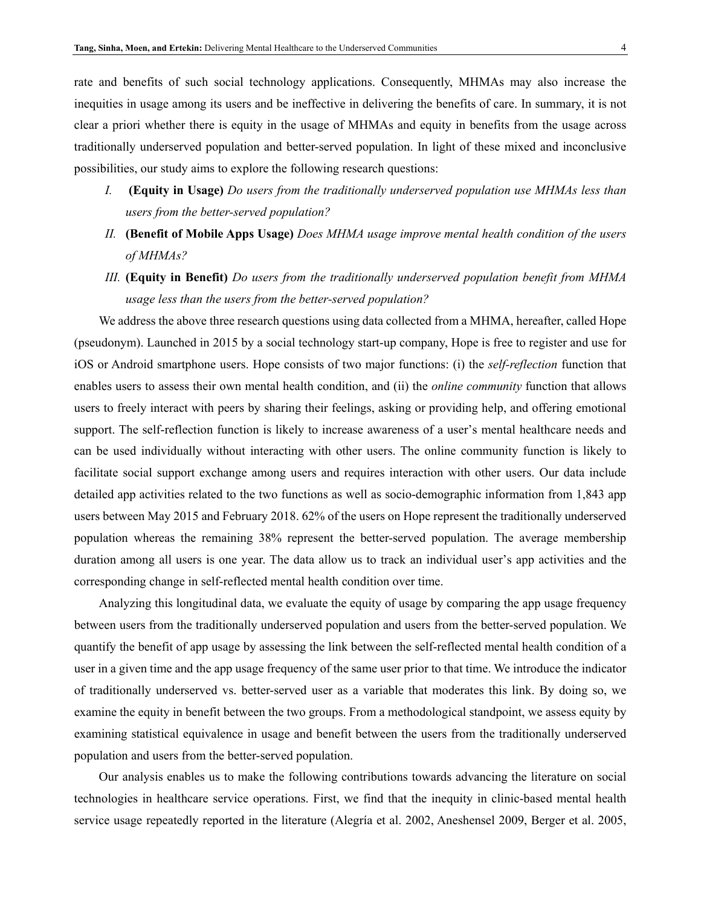rate and benefits of such social technology applications. Consequently, MHMAs may also increase the inequities in usage among its users and be ineffective in delivering the benefits of care. In summary, it is not clear a priori whether there is equity in the usage of MHMAs and equity in benefits from the usage across traditionally underserved population and better-served population. In light of these mixed and inconclusive possibilities, our study aims to explore the following research questions:

*I.* **(Equity in Usage)** *Do users from the traditionally underserved population use MHMAs less than users from the better-served population?*

*II.* **(Benefit of Mobile Apps Usage)** *Does MHMA usage improve mental health condition of the users of MHMAs?*

*III.* **(Equity in Benefit)** *Do users from the traditionally underserved population benefit from MHMA usage less than the users from the better-served population?*

We address the above three research questions using data collected from a MHMA, hereafter, called Hope (pseudonym). Launched in 2015 by a social technology start-up company, Hope is free to register and use for iOS or Android smartphone users. Hope consists of two major functions: (i) the *self-reflection* function that enables users to assess their own mental health condition, and (ii) the *online community* function that allows users to freely interact with peers by sharing their feelings, asking or providing help, and offering emotional support. The self-reflection function is likely to increase awareness of a user's mental healthcare needs and can be used individually without interacting with other users. The online community function is likely to facilitate social support exchange among users and requires interaction with other users. Our data include detailed app activities related to the two functions as well as socio-demographic information from 1,843 app users between May 2015 and February 2018. 62% of the users on Hope represent the traditionally underserved population whereas the remaining 38% represent the better-served population. The average membership duration among all users is one year. The data allow us to track an individual user's app activities and the corresponding change in self-reflected mental health condition over time.

Analyzing this longitudinal data, we evaluate the equity of usage by comparing the app usage frequency between users from the traditionally underserved population and users from the better-served population. We quantify the benefit of app usage by assessing the link between the self-reflected mental health condition of a user in a given time and the app usage frequency of the same user prior to that time. We introduce the indicator of traditionally underserved vs. better-served user as a variable that moderates this link. By doing so, we examine the equity in benefit between the two groups. From a methodological standpoint, we assess equity by examining statistical equivalence in usage and benefit between the users from the traditionally underserved population and users from the better-served population.

Our analysis enables us to make the following contributions towards advancing the literature on social technologies in healthcare service operations. First, we find that the inequity in clinic-based mental health service usage repeatedly reported in the literature (Alegría et al. 2002, Aneshensel 2009, Berger et al. 2005,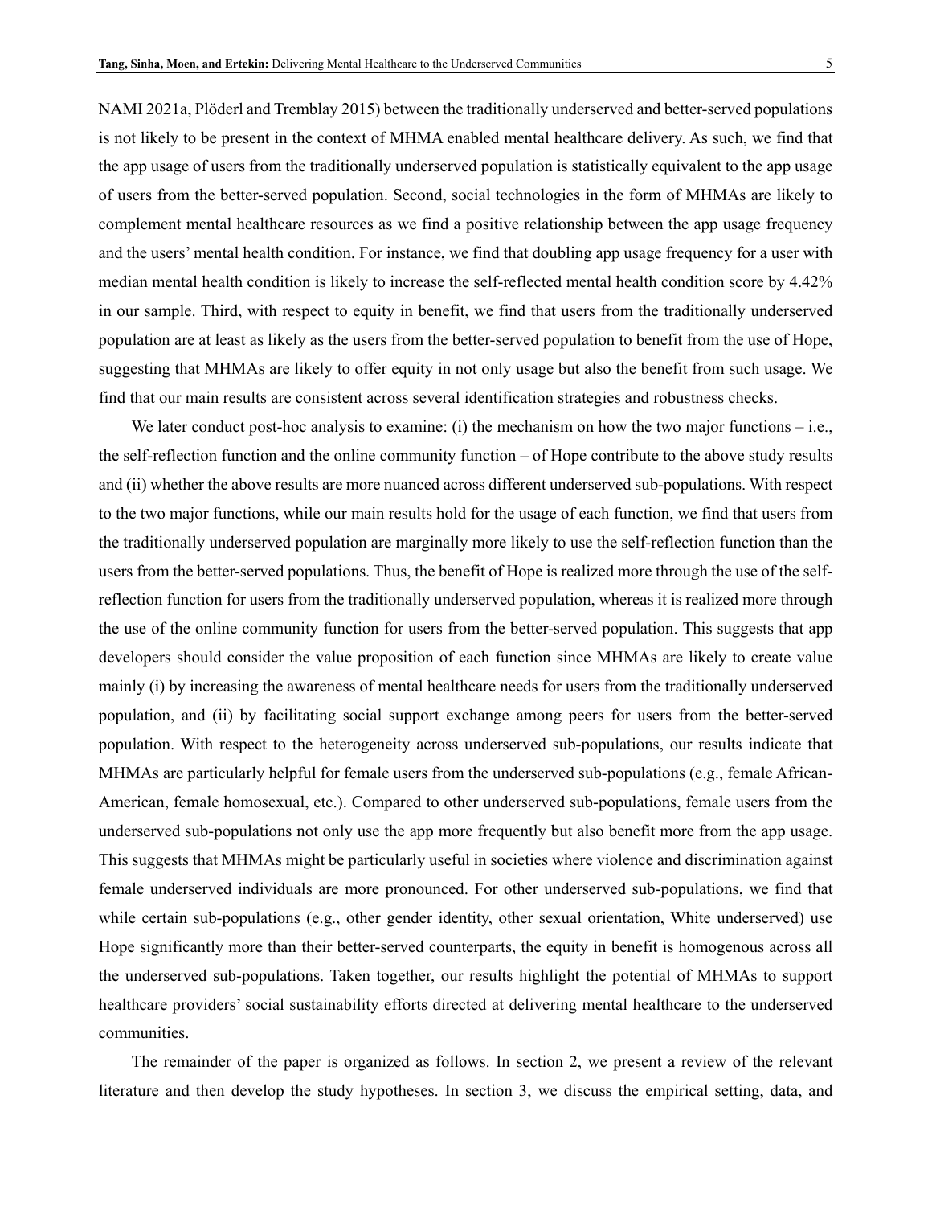NAMI 2021a, Plöderl and Tremblay 2015) between the traditionally underserved and better-served populations is not likely to be present in the context of MHMA enabled mental healthcare delivery. As such, we find that the app usage of users from the traditionally underserved population is statistically equivalent to the app usage of users from the better-served population. Second, social technologies in the form of MHMAs are likely to complement mental healthcare resources as we find a positive relationship between the app usage frequency and the users' mental health condition. For instance, we find that doubling app usage frequency for a user with median mental health condition is likely to increase the self-reflected mental health condition score by 4.42% in our sample. Third, with respect to equity in benefit, we find that users from the traditionally underserved population are at least as likely as the users from the better-served population to benefit from the use of Hope, suggesting that MHMAs are likely to offer equity in not only usage but also the benefit from such usage. We find that our main results are consistent across several identification strategies and robustness checks.

We later conduct post-hoc analysis to examine: (i) the mechanism on how the two major functions – i.e., the self-reflection function and the online community function – of Hope contribute to the above study results and (ii) whether the above results are more nuanced across different underserved sub-populations. With respect to the two major functions, while our main results hold for the usage of each function, we find that users from the traditionally underserved population are marginally more likely to use the self-reflection function than the users from the better-served populations. Thus, the benefit of Hope is realized more through the use of the self-reflection function for users from the traditionally underserved population, whereas it is realized more through the use of the online community function for users from the better-served population. This suggests that app developers should consider the value proposition of each function since MHMAs are likely to create value mainly (i) by increasing the awareness of mental healthcare needs for users from the traditionally underserved population, and (ii) by facilitating social support exchange among peers for users from the better-served population. With respect to the heterogeneity across underserved sub-populations, our results indicate that MHMAs are particularly helpful for female users from the underserved sub-populations (e.g., female African-American, female homosexual, etc.). Compared to other underserved sub-populations, female users from the underserved sub-populations not only use the app more frequently but also benefit more from the app usage. This suggests that MHMAs might be particularly useful in societies where violence and discrimination against female underserved individuals are more pronounced. For other underserved sub-populations, we find that while certain sub-populations (e.g., other gender identity, other sexual orientation, White underserved) use Hope significantly more than their better-served counterparts, the equity in benefit is homogenous across all the underserved sub-populations. Taken together, our results highlight the potential of MHMAs to support healthcare providers' social sustainability efforts directed at delivering mental healthcare to the underserved communities.

The remainder of the paper is organized as follows. In section 2, we present a review of the relevant literature and then develop the study hypotheses. In section 3, we discuss the empirical setting, data, and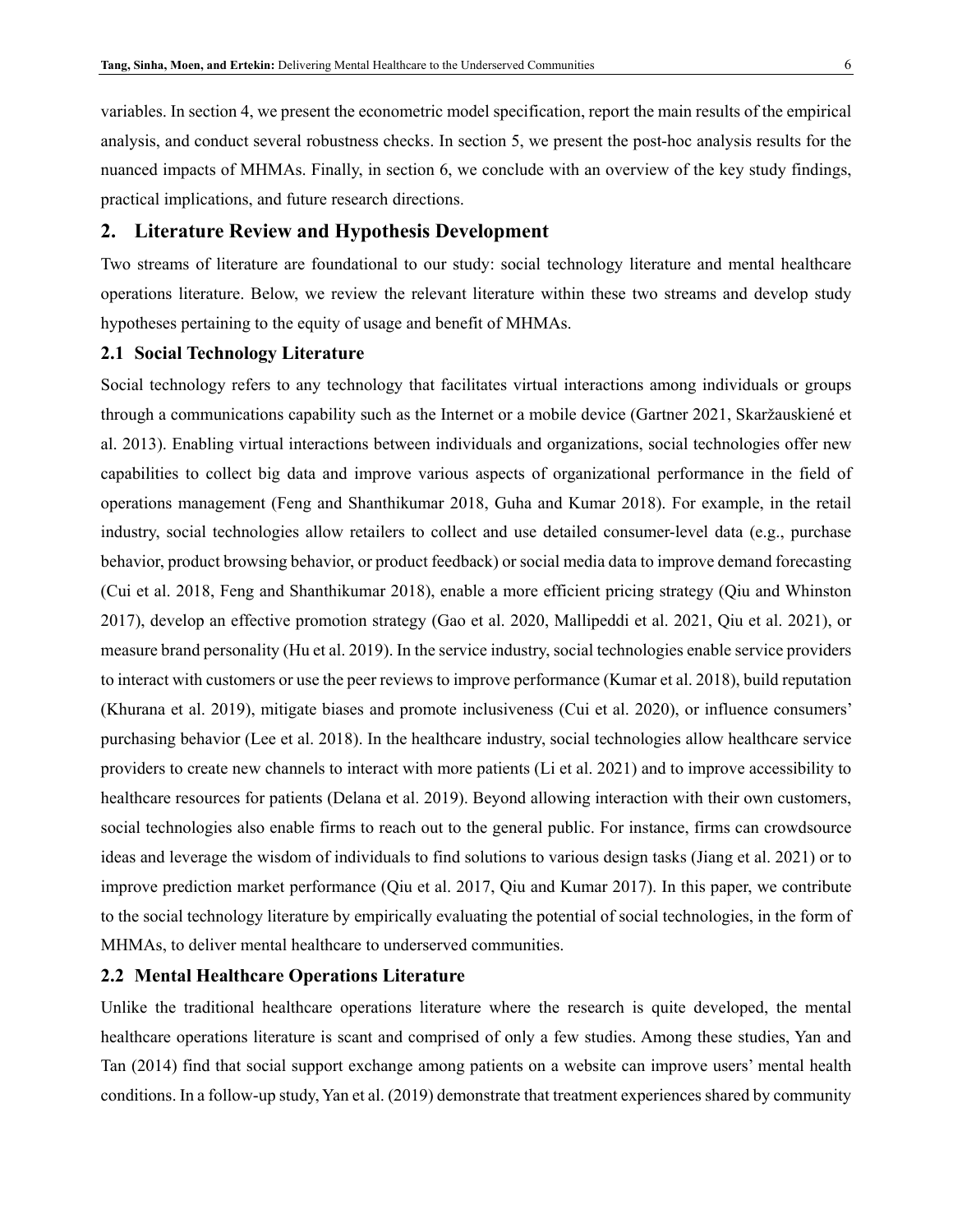variables. In section 4, we present the econometric model specification, report the main results of the empirical analysis, and conduct several robustness checks. In section 5, we present the post-hoc analysis results for the nuanced impacts of MHMAs. Finally, in section 6, we conclude with an overview of the key study findings, practical implications, and future research directions.

## 2. Literature Review and Hypothesis Development

Two streams of literature are foundational to our study: social technology literature and mental healthcare operations literature. Below, we review the relevant literature within these two streams and develop study hypotheses pertaining to the equity of usage and benefit of MHMAs.

### 2.1 Social Technology Literature

Social technology refers to any technology that facilitates virtual interactions among individuals or groups through a communications capability such as the Internet or a mobile device (Gartner 2021, Skaržauskienė et al. 2013). Enabling virtual interactions between individuals and organizations, social technologies offer new capabilities to collect big data and improve various aspects of organizational performance in the field of operations management (Feng and Shanthikumar 2018, Guha and Kumar 2018). For example, in the retail industry, social technologies allow retailers to collect and use detailed consumer-level data (e.g., purchase behavior, product browsing behavior, or product feedback) or social media data to improve demand forecasting (Cui et al. 2018, Feng and Shanthikumar 2018), enable a more efficient pricing strategy (Qiu and Whinston 2017), develop an effective promotion strategy (Gao et al. 2020, Mallipeddi et al. 2021, Qiu et al. 2021), or measure brand personality (Hu et al. 2019). In the service industry, social technologies enable service providers to interact with customers or use the peer reviews to improve performance (Kumar et al. 2018), build reputation (Khurana et al. 2019), mitigate biases and promote inclusiveness (Cui et al. 2020), or influence consumers' purchasing behavior (Lee et al. 2018). In the healthcare industry, social technologies allow healthcare service providers to create new channels to interact with more patients (Li et al. 2021) and to improve accessibility to healthcare resources for patients (Delana et al. 2019). Beyond allowing interaction with their own customers, social technologies also enable firms to reach out to the general public. For instance, firms can crowdsource ideas and leverage the wisdom of individuals to find solutions to various design tasks (Jiang et al. 2021) or to improve prediction market performance (Qiu et al. 2017, Qiu and Kumar 2017). In this paper, we contribute to the social technology literature by empirically evaluating the potential of social technologies, in the form of MHMAs, to deliver mental healthcare to underserved communities.

### 2.2 Mental Healthcare Operations Literature

Unlike the traditional healthcare operations literature where the research is quite developed, the mental healthcare operations literature is scant and comprised of only a few studies. Among these studies, Yan and Tan (2014) find that social support exchange among patients on a website can improve users' mental health conditions. In a follow-up study, Yan et al. (2019) demonstrate that treatment experiences shared by community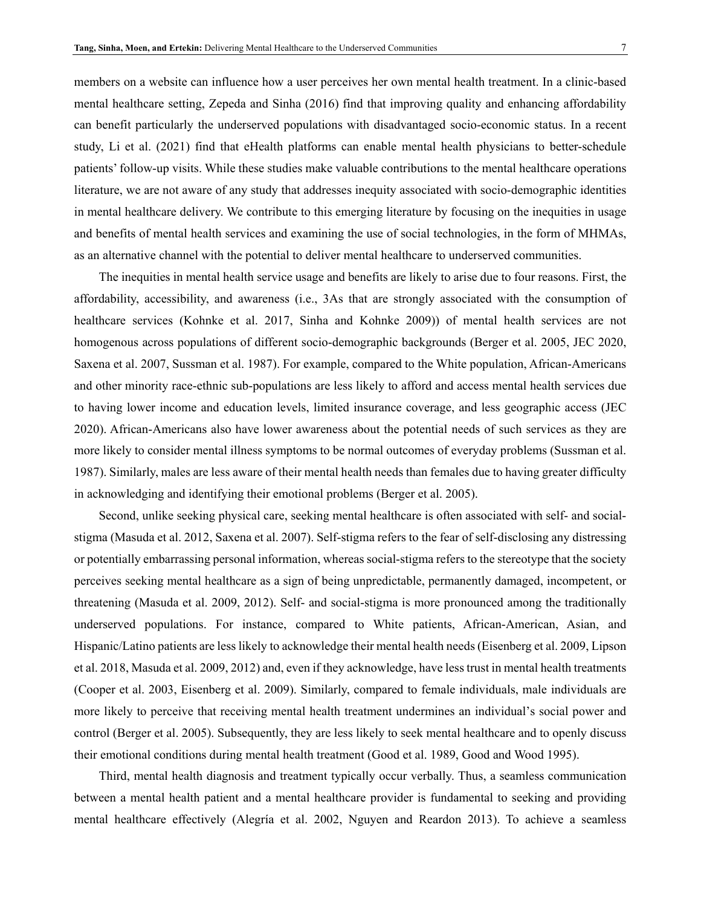members on a website can influence how a user perceives her own mental health treatment. In a clinic-based mental healthcare setting, Zepeda and Sinha (2016) find that improving quality and enhancing affordability can benefit particularly the underserved populations with disadvantaged socio-economic status. In a recent study, Li et al. (2021) find that eHealth platforms can enable mental health physicians to better-schedule patients' follow-up visits. While these studies make valuable contributions to the mental healthcare operations literature, we are not aware of any study that addresses inequity associated with socio-demographic identities in mental healthcare delivery. We contribute to this emerging literature by focusing on the inequities in usage and benefits of mental health services and examining the use of social technologies, in the form of MHMAs, as an alternative channel with the potential to deliver mental healthcare to underserved communities.

The inequities in mental health service usage and benefits are likely to arise due to four reasons. First, the affordability, accessibility, and awareness (i.e., 3As that are strongly associated with the consumption of healthcare services (Kohnke et al. 2017, Sinha and Kohnke 2009)) of mental health services are not homogenous across populations of different socio-demographic backgrounds (Berger et al. 2005, JEC 2020, Saxena et al. 2007, Sussman et al. 1987). For example, compared to the White population, African-Americans and other minority race-ethnic sub-populations are less likely to afford and access mental health services due to having lower income and education levels, limited insurance coverage, and less geographic access (JEC 2020). African-Americans also have lower awareness about the potential needs of such services as they are more likely to consider mental illness symptoms to be normal outcomes of everyday problems (Sussman et al. 1987). Similarly, males are less aware of their mental health needs than females due to having greater difficulty in acknowledging and identifying their emotional problems (Berger et al. 2005).

Second, unlike seeking physical care, seeking mental healthcare is often associated with self- and social-stigma (Masuda et al. 2012, Saxena et al. 2007). Self-stigma refers to the fear of self-disclosing any distressing or potentially embarrassing personal information, whereas social-stigma refers to the stereotype that the society perceives seeking mental healthcare as a sign of being unpredictable, permanently damaged, incompetent, or threatening (Masuda et al. 2009, 2012). Self- and social-stigma is more pronounced among the traditionally underserved populations. For instance, compared to White patients, African-American, Asian, and Hispanic/Latino patients are less likely to acknowledge their mental health needs (Eisenberg et al. 2009, Lipson et al. 2018, Masuda et al. 2009, 2012) and, even if they acknowledge, have less trust in mental health treatments (Cooper et al. 2003, Eisenberg et al. 2009). Similarly, compared to female individuals, male individuals are more likely to perceive that receiving mental health treatment undermines an individual's social power and control (Berger et al. 2005). Subsequently, they are less likely to seek mental healthcare and to openly discuss their emotional conditions during mental health treatment (Good et al. 1989, Good and Wood 1995).

Third, mental health diagnosis and treatment typically occur verbally. Thus, a seamless communication between a mental health patient and a mental healthcare provider is fundamental to seeking and providing mental healthcare effectively (Alegría et al. 2002, Nguyen and Reardon 2013). To achieve a seamless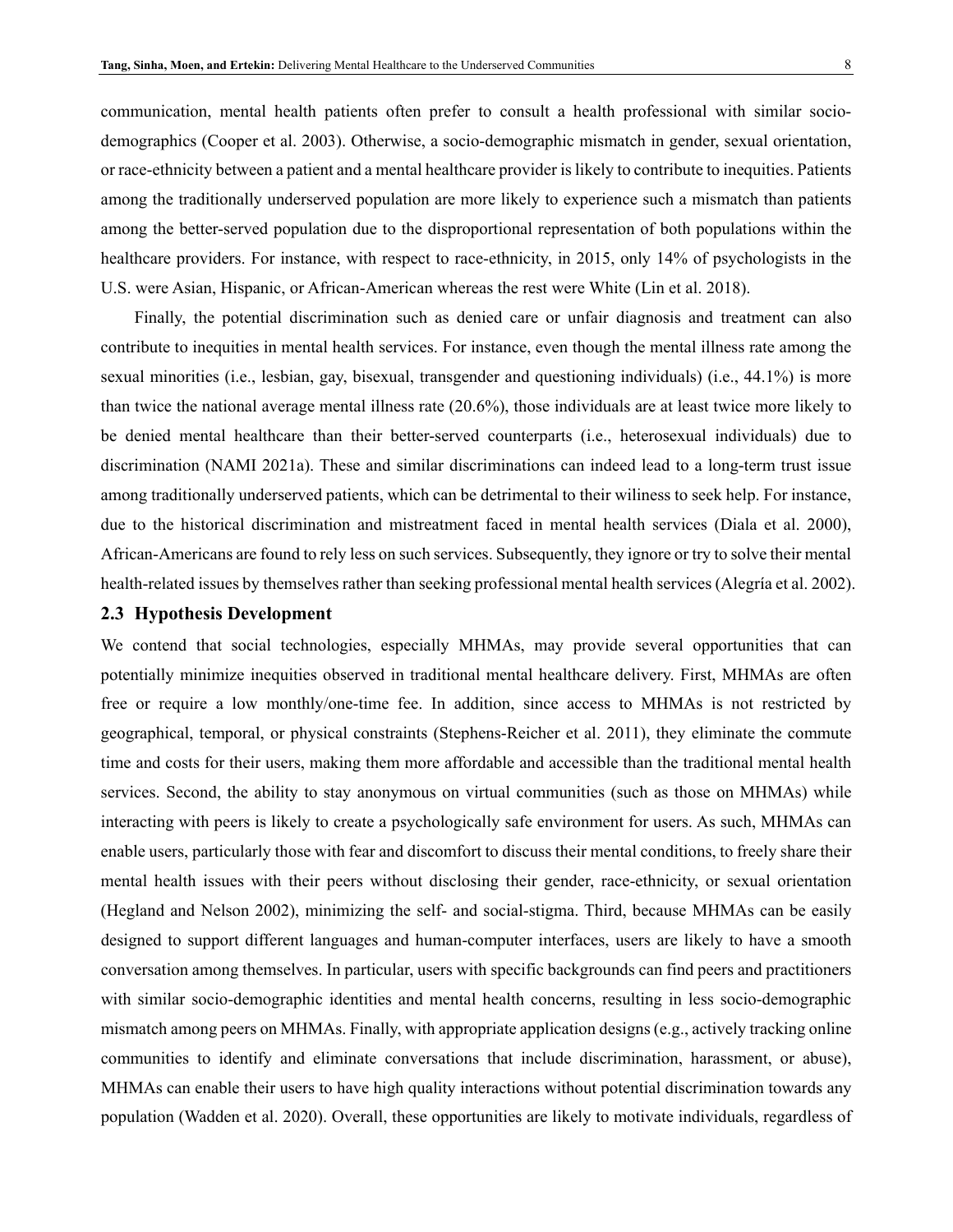communication, mental health patients often prefer to consult a health professional with similar socio-demographics (Cooper et al. 2003). Otherwise, a socio-demographic mismatch in gender, sexual orientation, or race-ethnicity between a patient and a mental healthcare provider is likely to contribute to inequities. Patients among the traditionally underserved population are more likely to experience such a mismatch than patients among the better-served population due to the disproportional representation of both populations within the healthcare providers. For instance, with respect to race-ethnicity, in 2015, only 14% of psychologists in the U.S. were Asian, Hispanic, or African-American whereas the rest were White (Lin et al. 2018).

Finally, the potential discrimination such as denied care or unfair diagnosis and treatment can also contribute to inequities in mental health services. For instance, even though the mental illness rate among the sexual minorities (i.e., lesbian, gay, bisexual, transgender and questioning individuals) (i.e., 44.1%) is more than twice the national average mental illness rate (20.6%), those individuals are at least twice more likely to be denied mental healthcare than their better-served counterparts (i.e., heterosexual individuals) due to discrimination (NAMI 2021a). These and similar discriminations can indeed lead to a long-term trust issue among traditionally underserved patients, which can be detrimental to their wiliness to seek help. For instance, due to the historical discrimination and mistreatment faced in mental health services (Diala et al. 2000), African-Americans are found to rely less on such services. Subsequently, they ignore or try to solve their mental health-related issues by themselves rather than seeking professional mental health services (Alegría et al. 2002).

## 2.3 Hypothesis Development

We contend that social technologies, especially MHMAs, may provide several opportunities that can potentially minimize inequities observed in traditional mental healthcare delivery. First, MHMAs are often free or require a low monthly/one-time fee. In addition, since access to MHMAs is not restricted by geographical, temporal, or physical constraints (Stephens-Reicher et al. 2011), they eliminate the commute time and costs for their users, making them more affordable and accessible than the traditional mental health services. Second, the ability to stay anonymous on virtual communities (such as those on MHMAs) while interacting with peers is likely to create a psychologically safe environment for users. As such, MHMAs can enable users, particularly those with fear and discomfort to discuss their mental conditions, to freely share their mental health issues with their peers without disclosing their gender, race-ethnicity, or sexual orientation (Hegland and Nelson 2002), minimizing the self- and social-stigma. Third, because MHMAs can be easily designed to support different languages and human-computer interfaces, users are likely to have a smooth conversation among themselves. In particular, users with specific backgrounds can find peers and practitioners with similar socio-demographic identities and mental health concerns, resulting in less socio-demographic mismatch among peers on MHMAs. Finally, with appropriate application designs (e.g., actively tracking online communities to identify and eliminate conversations that include discrimination, harassment, or abuse), MHMAs can enable their users to have high quality interactions without potential discrimination towards any population (Wadden et al. 2020). Overall, these opportunities are likely to motivate individuals, regardless of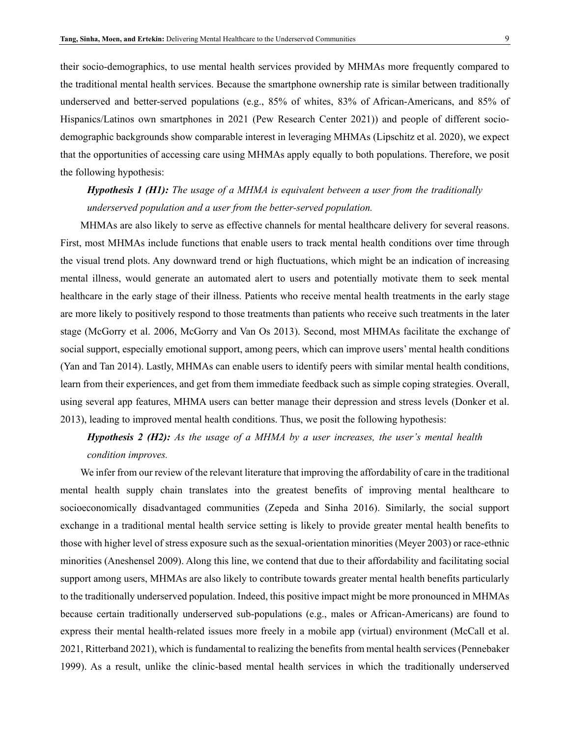their socio-demographics, to use mental health services provided by MHMAs more frequently compared to the traditional mental health services. Because the smartphone ownership rate is similar between traditionally underserved and better-served populations (e.g., 85% of whites, 83% of African-Americans, and 85% of Hispanics/Latinos own smartphones in 2021 (Pew Research Center 2021)) and people of different socio-demographic backgrounds show comparable interest in leveraging MHMAs (Lipschitz et al. 2020), we expect that the opportunities of accessing care using MHMAs apply equally to both populations. Therefore, we posit the following hypothesis:

> ***Hypothesis 1 (H1):*** *The usage of a MHMA is equivalent between a user from the traditionally underserved population and a user from the better-served population.*

MHMAs are also likely to serve as effective channels for mental healthcare delivery for several reasons. First, most MHMAs include functions that enable users to track mental health conditions over time through the visual trend plots. Any downward trend or high fluctuations, which might be an indication of increasing mental illness, would generate an automated alert to users and potentially motivate them to seek mental healthcare in the early stage of their illness. Patients who receive mental health treatments in the early stage are more likely to positively respond to those treatments than patients who receive such treatments in the later stage (McGorry et al. 2006, McGorry and Van Os 2013). Second, most MHMAs facilitate the exchange of social support, especially emotional support, among peers, which can improve users' mental health conditions (Yan and Tan 2014). Lastly, MHMAs can enable users to identify peers with similar mental health conditions, learn from their experiences, and get from them immediate feedback such as simple coping strategies. Overall, using several app features, MHMA users can better manage their depression and stress levels (Donker et al. 2013), leading to improved mental health conditions. Thus, we posit the following hypothesis:

> ***Hypothesis 2 (H2):*** *As the usage of a MHMA by a user increases, the user's mental health condition improves.*

We infer from our review of the relevant literature that improving the affordability of care in the traditional mental health supply chain translates into the greatest benefits of improving mental healthcare to socioeconomically disadvantaged communities (Zepeda and Sinha 2016). Similarly, the social support exchange in a traditional mental health service setting is likely to provide greater mental health benefits to those with higher level of stress exposure such as the sexual-orientation minorities (Meyer 2003) or race-ethnic minorities (Aneshensel 2009). Along this line, we contend that due to their affordability and facilitating social support among users, MHMAs are also likely to contribute towards greater mental health benefits particularly to the traditionally underserved population. Indeed, this positive impact might be more pronounced in MHMAs because certain traditionally underserved sub-populations (e.g., males or African-Americans) are found to express their mental health-related issues more freely in a mobile app (virtual) environment (McCall et al. 2021, Ritterband 2021), which is fundamental to realizing the benefits from mental health services (Pennebaker 1999). As a result, unlike the clinic-based mental health services in which the traditionally underserved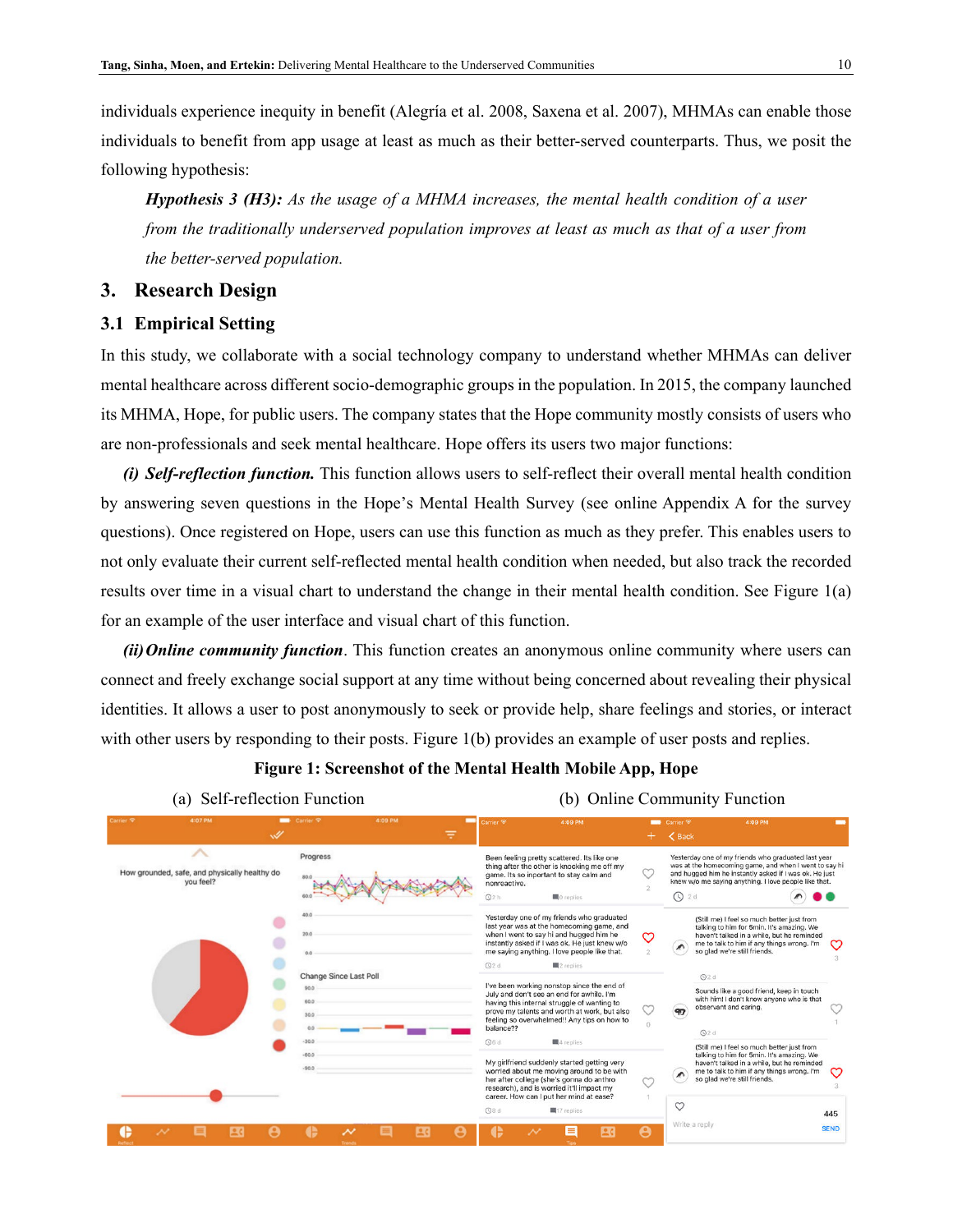individuals experience inequity in benefit (Alegría et al. 2008, Saxena et al. 2007), MHMAs can enable those individuals to benefit from app usage at least as much as their better-served counterparts. Thus, we posit the following hypothesis:

> ***Hypothesis 3 (H3):*** *As the usage of a MHMA increases, the mental health condition of a user from the traditionally underserved population improves at least as much as that of a user from the better-served population.*

## 3. Research Design

### 3.1 Empirical Setting

In this study, we collaborate with a social technology company to understand whether MHMAs can deliver mental healthcare across different socio-demographic groups in the population. In 2015, the company launched its MHMA, Hope, for public users. The company states that the Hope community mostly consists of users who are non-professionals and seek mental healthcare. Hope offers its users two major functions:

***(i) Self-reflection function.*** This function allows users to self-reflect their overall mental health condition by answering seven questions in the Hope's Mental Health Survey (see online Appendix A for the survey questions). Once registered on Hope, users can use this function as much as they prefer. This enables users to not only evaluate their current self-reflected mental health condition when needed, but also track the recorded results over time in a visual chart to understand the change in their mental health condition. See Figure 1(a) for an example of the user interface and visual chart of this function.

***(ii) Online community function***. This function creates an anonymous online community where users can connect and freely exchange social support at any time without being concerned about revealing their physical identities. It allows a user to post anonymously to seek or provide help, share feelings and stories, or interact with other users by responding to their posts. Figure 1(b) provides an example of user posts and replies.

**Figure 1: Screenshot of the Mental Health Mobile App, Hope**

(a) Self-reflection Function (b) Online Community Function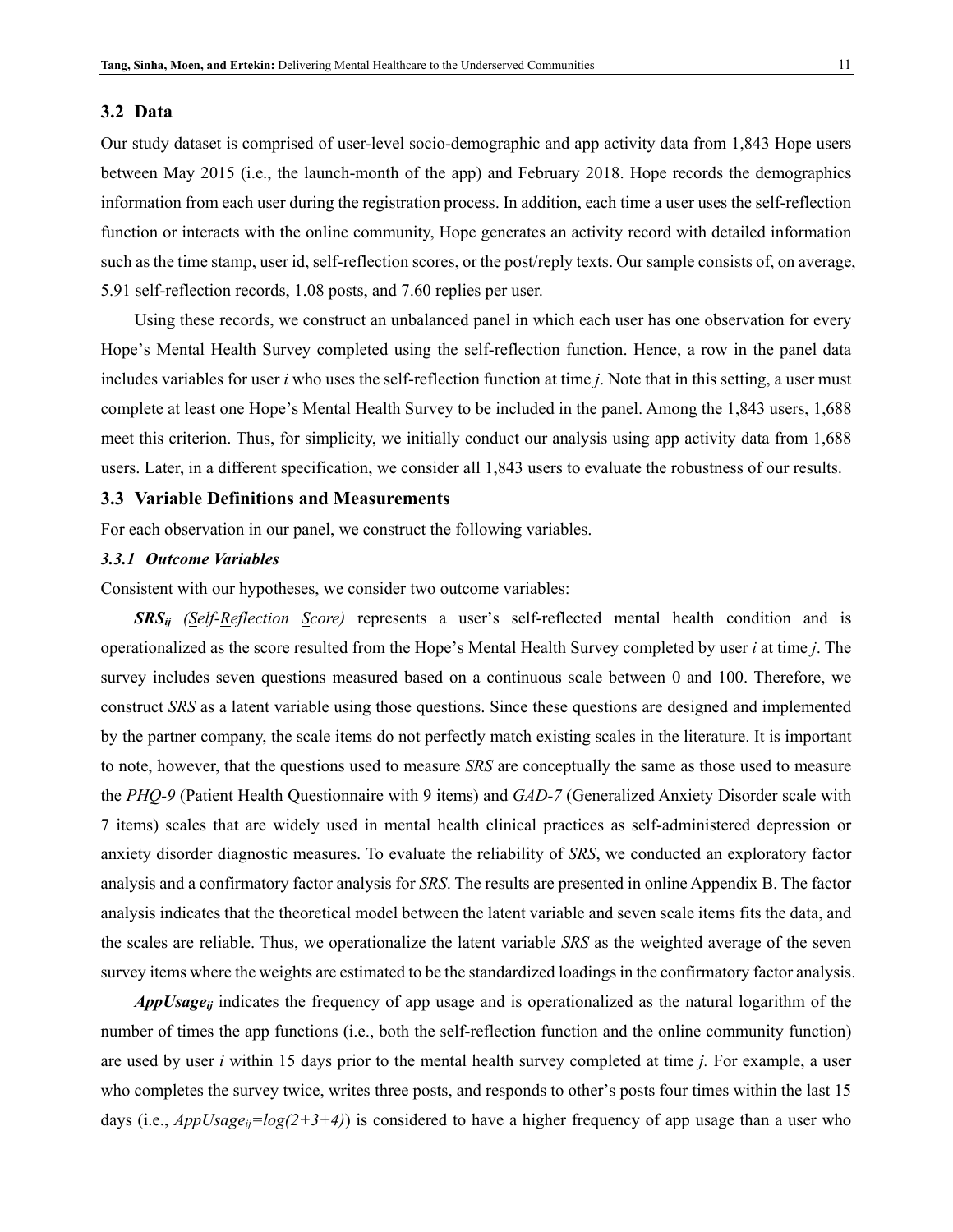## 3.2 Data

Our study dataset is comprised of user-level socio-demographic and app activity data from 1,843 Hope users between May 2015 (i.e., the launch-month of the app) and February 2018. Hope records the demographics information from each user during the registration process. In addition, each time a user uses the self-reflection function or interacts with the online community, Hope generates an activity record with detailed information such as the time stamp, user id, self-reflection scores, or the post/reply texts. Our sample consists of, on average, 5.91 self-reflection records, 1.08 posts, and 7.60 replies per user.

Using these records, we construct an unbalanced panel in which each user has one observation for every Hope's Mental Health Survey completed using the self-reflection function. Hence, a row in the panel data includes variables for user *i* who uses the self-reflection function at time *j*. Note that in this setting, a user must complete at least one Hope's Mental Health Survey to be included in the panel. Among the 1,843 users, 1,688 meet this criterion. Thus, for simplicity, we initially conduct our analysis using app activity data from 1,688 users. Later, in a different specification, we consider all 1,843 users to evaluate the robustness of our results.

## 3.3 Variable Definitions and Measurements

For each observation in our panel, we construct the following variables.

### *3.3.1 Outcome Variables*

Consistent with our hypotheses, we consider two outcome variables:

***$SRS_{ij}$*** *(Self-Reflection Score)* represents a user's self-reflected mental health condition and is operationalized as the score resulted from the Hope's Mental Health Survey completed by user *i* at time *j*. The survey includes seven questions measured based on a continuous scale between 0 and 100. Therefore, we construct *SRS* as a latent variable using those questions. Since these questions are designed and implemented by the partner company, the scale items do not perfectly match existing scales in the literature. It is important to note, however, that the questions used to measure *SRS* are conceptually the same as those used to measure the *PHQ-9* (Patient Health Questionnaire with 9 items) and *GAD-7* (Generalized Anxiety Disorder scale with 7 items) scales that are widely used in mental health clinical practices as self-administered depression or anxiety disorder diagnostic measures. To evaluate the reliability of *SRS*, we conducted an exploratory factor analysis and a confirmatory factor analysis for *SRS*. The results are presented in online Appendix B. The factor analysis indicates that the theoretical model between the latent variable and seven scale items fits the data, and the scales are reliable. Thus, we operationalize the latent variable *SRS* as the weighted average of the seven survey items where the weights are estimated to be the standardized loadings in the confirmatory factor analysis.

***$AppUsage_{ij}$*** indicates the frequency of app usage and is operationalized as the natural logarithm of the number of times the app functions (i.e., both the self-reflection function and the online community function) are used by user *i* within 15 days prior to the mental health survey completed at time *j*. For example, a user who completes the survey twice, writes three posts, and responds to other's posts four times within the last 15 days (i.e., $AppUsage_{ij}=log(2+3+4)$) is considered to have a higher frequency of app usage than a user who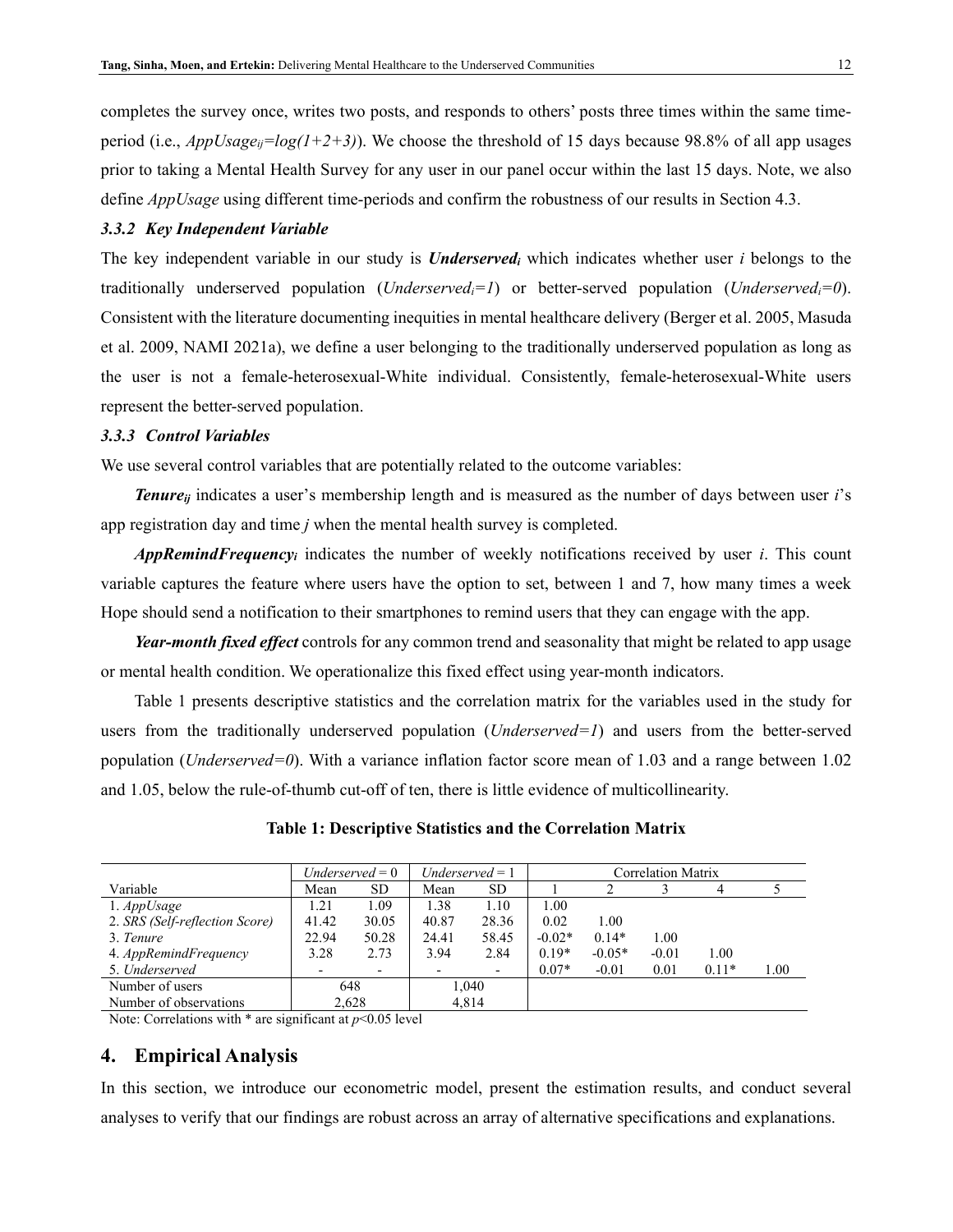completes the survey once, writes two posts, and responds to others' posts three times within the same time-period (i.e., $AppUsage_{ij}=log(1+2+3)$). We choose the threshold of 15 days because 98.8% of all app usages prior to taking a Mental Health Survey for any user in our panel occur within the last 15 days. Note, we also define *AppUsage* using different time-periods and confirm the robustness of our results in Section 4.3.

#### *3.3.2 Key Independent Variable*

The key independent variable in our study is ***Underserved***$_i$ which indicates whether user *i* belongs to the traditionally underserved population ($Underserved_i=1$) or better-served population ($Underserved_i=0$). Consistent with the literature documenting inequities in mental healthcare delivery (Berger et al. 2005, Masuda et al. 2009, NAMI 2021a), we define a user belonging to the traditionally underserved population as long as the user is not a female-heterosexual-White individual. Consistently, female-heterosexual-White users represent the better-served population.

#### *3.3.3 Control Variables*

We use several control variables that are potentially related to the outcome variables:

***Tenure***$_{ij}$ indicates a user's membership length and is measured as the number of days between user *i*'s app registration day and time *j* when the mental health survey is completed.

***AppRemindFrequency***$_i$ indicates the number of weekly notifications received by user *i*. This count variable captures the feature where users have the option to set, between 1 and 7, how many times a week Hope should send a notification to their smartphones to remind users that they can engage with the app.

***Year-month fixed effect*** controls for any common trend and seasonality that might be related to app usage or mental health condition. We operationalize this fixed effect using year-month indicators.

Table 1 presents descriptive statistics and the correlation matrix for the variables used in the study for users from the traditionally underserved population (*Underserved=1*) and users from the better-served population (*Underserved=0*). With a variance inflation factor score mean of 1.03 and a range between 1.02 and 1.05, below the rule-of-thumb cut-off of ten, there is little evidence of multicollinearity.

**Table 1: Descriptive Statistics and the Correlation Matrix**

| | *Underserved* = 0 | | *Underserved* = 1 | | Correlation Matrix | | | | |
|---|---|---|---|---|---|---|---|---|---|
| Variable | Mean | SD | Mean | SD | 1 | 2 | 3 | 4 | 5 |
| 1. *AppUsage* | 1.21 | 1.09 | 1.38 | 1.10 | 1.00 | | | | |
| 2. *SRS (Self-reflection Score)* | 41.42 | 30.05 | 40.87 | 28.36 | 0.02 | 1.00 | | | |
| 3. *Tenure* | 22.94 | 50.28 | 24.41 | 58.45 | -0.02* | 0.14* | 1.00 | | |
| 4. *AppRemindFrequency* | 3.28 | 2.73 | 3.94 | 2.84 | 0.19* | -0.05* | -0.01 | 1.00 | |
| 5. *Underserved* | - | - | - | - | 0.07* | -0.01 | 0.01 | 0.11* | 1.00 |
| Number of users | 648 | | 1,040 | | | | | | |
| Number of observations | 2,628 | | 4,814 | | | | | | |

Note: Correlations with * are significant at $p<0.05$ level

## 4. Empirical Analysis

In this section, we introduce our econometric model, present the estimation results, and conduct several analyses to verify that our findings are robust across an array of alternative specifications and explanations.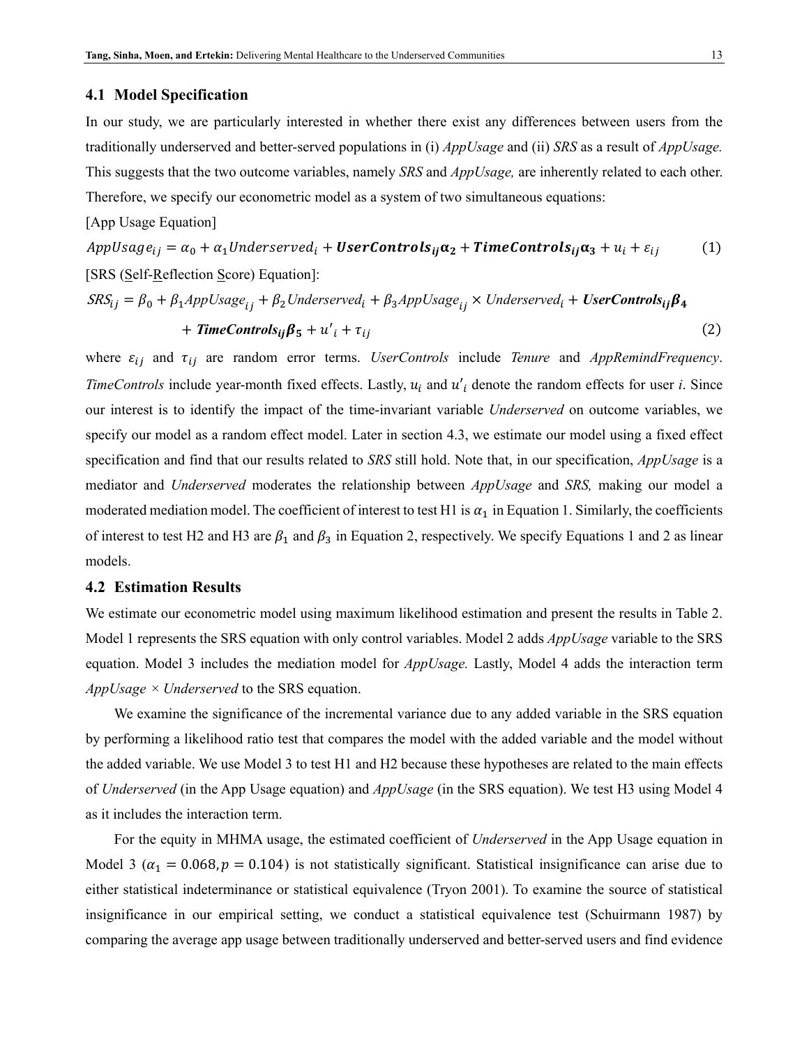## 4.1 Model Specification

In our study, we are particularly interested in whether there exist any differences between users from the traditionally underserved and better-served populations in (i) *AppUsage* and (ii) *SRS* as a result of *AppUsage.* This suggests that the two outcome variables, namely *SRS* and *AppUsage,* are inherently related to each other. Therefore, we specify our econometric model as a system of two simultaneous equations:

[App Usage Equation]

$$AppUsage_{ij} = \alpha_0 + \alpha_1 Underserved_i + \boldsymbol{UserControls_{ij}\alpha_2} + \boldsymbol{TimeControls_{ij}\alpha_3} + u_i + \varepsilon_{ij} \tag{1}$$

[SRS (Self-Reflection Score) Equation]:

$$SRS_{ij} = \beta_0 + \beta_1 AppUsage_{ij} + \beta_2 Underserved_i + \beta_3 AppUsage_{ij} \times Underserved_i + \boldsymbol{UserControls_{ij}\beta_4} + \boldsymbol{TimeControls_{ij}\beta_5} + u'_i + \tau_{ij} \tag{2}$$

where $\varepsilon_{ij}$ and $\tau_{ij}$ are random error terms. *UserControls* include *Tenure* and *AppRemindFrequency*. *TimeControls* include year-month fixed effects. Lastly, $u_i$ and $u'_i$ denote the random effects for user *i*. Since our interest is to identify the impact of the time-invariant variable *Underserved* on outcome variables, we specify our model as a random effect model. Later in section 4.3, we estimate our model using a fixed effect specification and find that our results related to *SRS* still hold. Note that, in our specification, *AppUsage* is a mediator and *Underserved* moderates the relationship between *AppUsage* and *SRS,* making our model a moderated mediation model. The coefficient of interest to test H1 is $\alpha_1$ in Equation 1. Similarly, the coefficients of interest to test H2 and H3 are $\beta_1$ and $\beta_3$ in Equation 2, respectively. We specify Equations 1 and 2 as linear models.

## 4.2 Estimation Results

We estimate our econometric model using maximum likelihood estimation and present the results in Table 2. Model 1 represents the SRS equation with only control variables. Model 2 adds *AppUsage* variable to the SRS equation. Model 3 includes the mediation model for *AppUsage.* Lastly, Model 4 adds the interaction term *AppUsage × Underserved* to the SRS equation.

We examine the significance of the incremental variance due to any added variable in the SRS equation by performing a likelihood ratio test that compares the model with the added variable and the model without the added variable. We use Model 3 to test H1 and H2 because these hypotheses are related to the main effects of *Underserved* (in the App Usage equation) and *AppUsage* (in the SRS equation). We test H3 using Model 4 as it includes the interaction term.

For the equity in MHMA usage, the estimated coefficient of *Underserved* in the App Usage equation in Model 3 ($\alpha_1 = 0.068, p = 0.104$) is not statistically significant. Statistical insignificance can arise due to either statistical indeterminance or statistical equivalence (Tryon 2001). To examine the source of statistical insignificance in our empirical setting, we conduct a statistical equivalence test (Schuirmann 1987) by comparing the average app usage between traditionally underserved and better-served users and find evidence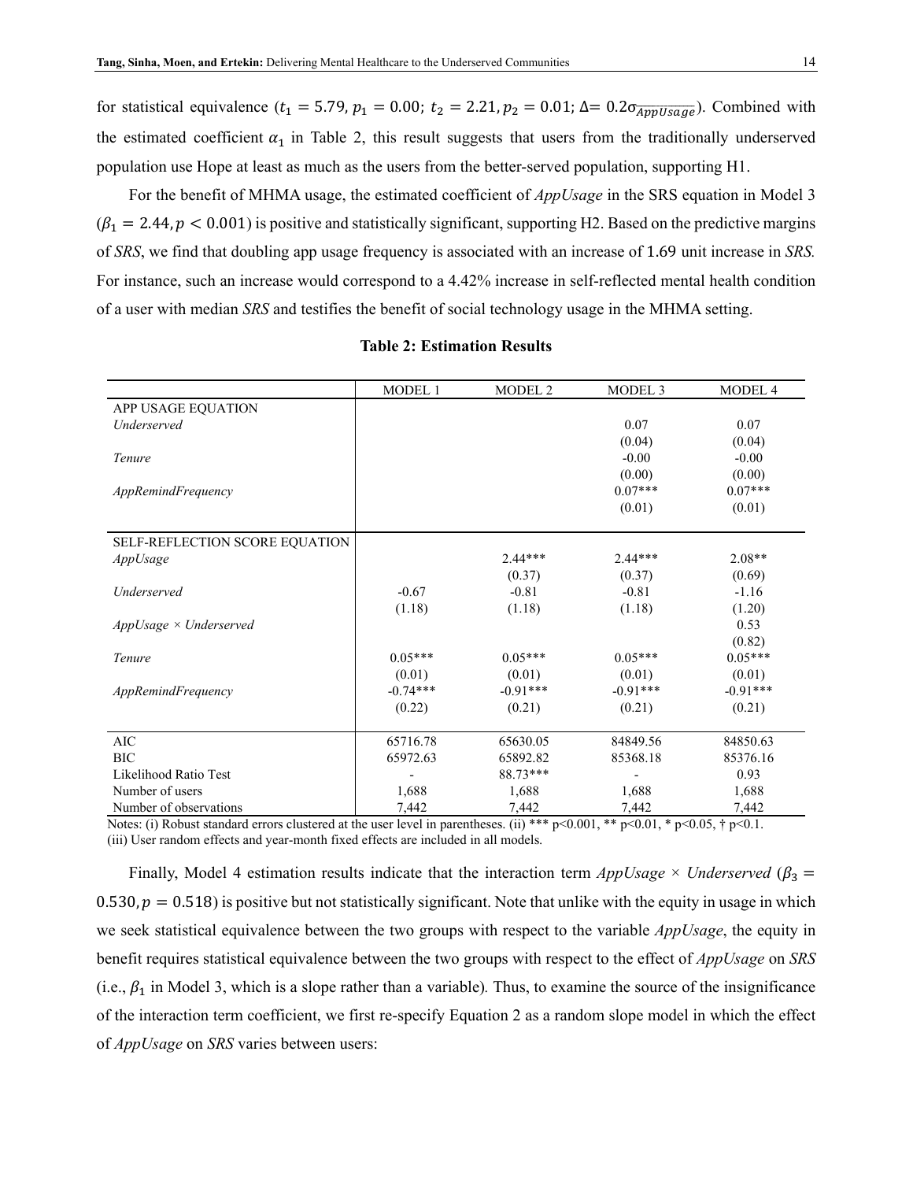for statistical equivalence ($t_1 = 5.79, p_1 = 0.00;\ t_2 = 2.21, p_2 = 0.01;\ \Delta = 0.2\sigma_{\overline{AppUsage}}$). Combined with the estimated coefficient $\alpha_1$ in Table 2, this result suggests that users from the traditionally underserved population use Hope at least as much as the users from the better-served population, supporting H1.

For the benefit of MHMA usage, the estimated coefficient of *AppUsage* in the SRS equation in Model 3 ($\beta_1 = 2.44, p < 0.001$) is positive and statistically significant, supporting H2. Based on the predictive margins of *SRS*, we find that doubling app usage frequency is associated with an increase of 1.69 unit increase in *SRS.* For instance, such an increase would correspond to a 4.42% increase in self-reflected mental health condition of a user with median *SRS* and testifies the benefit of social technology usage in the MHMA setting.

**Table 2: Estimation Results**

| | MODEL 1 | MODEL 2 | MODEL 3 | MODEL 4 |
|---|---|---|---|---|
| APP USAGE EQUATION | | | | |
| *Underserved* | | | 0.07 | 0.07 |
| | | | (0.04) | (0.04) |
| *Tenure* | | | -0.00 | -0.00 |
| | | | (0.00) | (0.00) |
| *AppRemindFrequency* | | | 0.07*** | 0.07*** |
| | | | (0.01) | (0.01) |
| SELF-REFLECTION SCORE EQUATION | | | | |
| *AppUsage* | | 2.44*** | 2.44*** | 2.08** |
| | | (0.37) | (0.37) | (0.69) |
| *Underserved* | -0.67 | -0.81 | -0.81 | -1.16 |
| | (1.18) | (1.18) | (1.18) | (1.20) |
| *AppUsage × Underserved* | | | | 0.53 |
| | | | | (0.82) |
| *Tenure* | 0.05*** | 0.05*** | 0.05*** | 0.05*** |
| | (0.01) | (0.01) | (0.01) | (0.01) |
| *AppRemindFrequency* | -0.74*** | -0.91*** | -0.91*** | -0.91*** |
| | (0.22) | (0.21) | (0.21) | (0.21) |
| AIC | 65716.78 | 65630.05 | 84849.56 | 84850.63 |
| BIC | 65972.63 | 65892.82 | 85368.18 | 85376.16 |
| Likelihood Ratio Test | - | 88.73*** | - | 0.93 |
| Number of users | 1,688 | 1,688 | 1,688 | 1,688 |
| Number of observations | 7,442 | 7,442 | 7,442 | 7,442 |

Notes: (i) Robust standard errors clustered at the user level in parentheses. (ii) *** p<0.001, ** p<0.01, * p<0.05, † p<0.1. (iii) User random effects and year-month fixed effects are included in all models.

Finally, Model 4 estimation results indicate that the interaction term *AppUsage* × *Underserved* ($\beta_3 = 0.530, p = 0.518$) is positive but not statistically significant. Note that unlike with the equity in usage in which we seek statistical equivalence between the two groups with respect to the variable *AppUsage*, the equity in benefit requires statistical equivalence between the two groups with respect to the effect of *AppUsage* on *SRS* (i.e., $\beta_1$ in Model 3, which is a slope rather than a variable). Thus, to examine the source of the insignificance of the interaction term coefficient, we first re-specify Equation 2 as a random slope model in which the effect of *AppUsage* on *SRS* varies between users: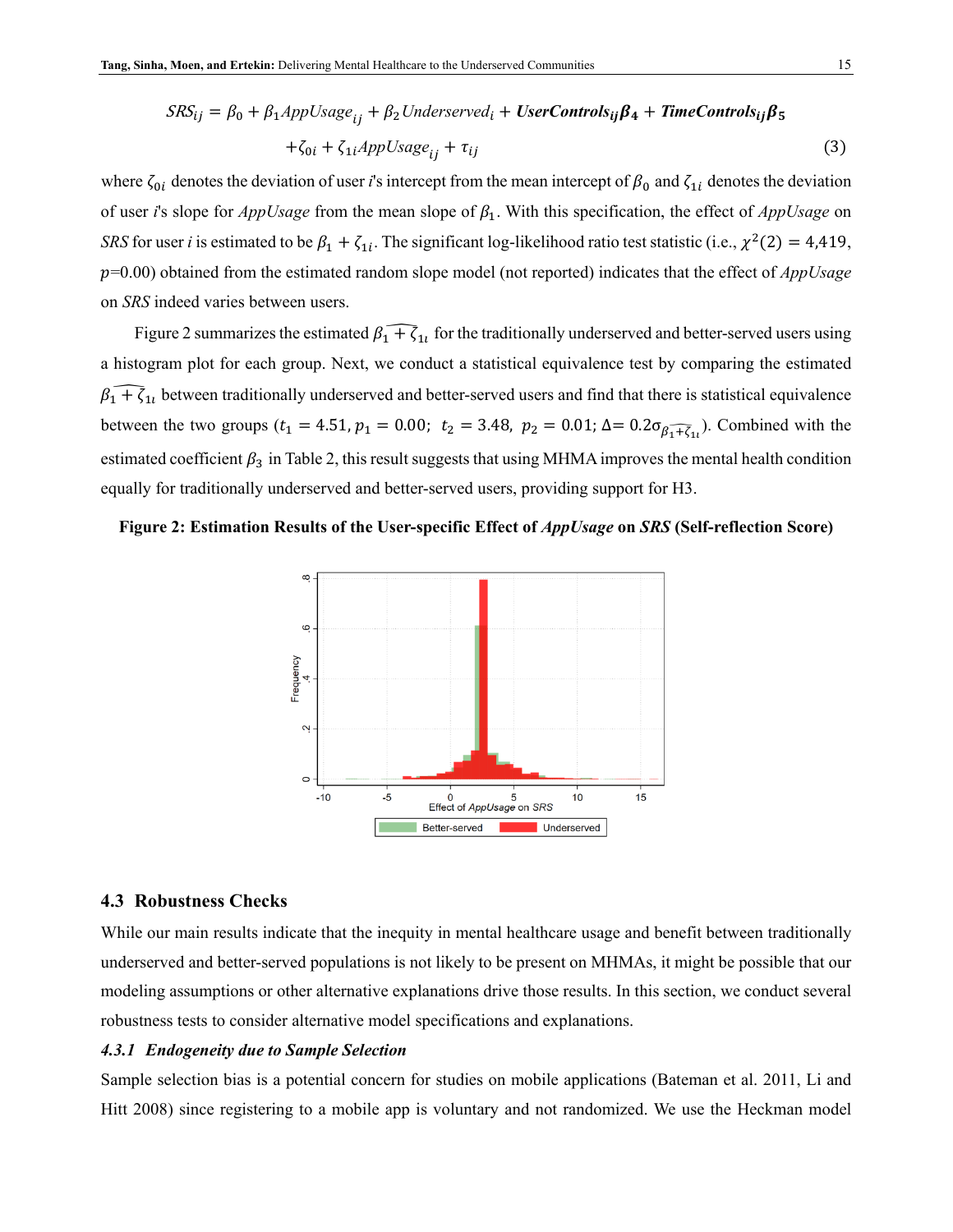$$SRS_{ij} = \beta_0 + \beta_1 AppUsage_{ij} + \beta_2 Underserved_i + \boldsymbol{UserControls_{ij}\beta_4} + \boldsymbol{TimeControls_{ij}\beta_5}$$
$$+\zeta_{0i} + \zeta_{1i} AppUsage_{ij} + \tau_{ij} \tag{3}$$

where $\zeta_{0i}$ denotes the deviation of user *i*'s intercept from the mean intercept of $\beta_0$ and $\zeta_{1i}$ denotes the deviation of user *i*'s slope for *AppUsage* from the mean slope of $\beta_1$. With this specification, the effect of *AppUsage* on *SRS* for user *i* is estimated to be $\beta_1 + \zeta_{1i}$. The significant log-likelihood ratio test statistic (i.e., $\chi^2(2) = 4{,}419$, $p$=0.00) obtained from the estimated random slope model (not reported) indicates that the effect of *AppUsage* on *SRS* indeed varies between users.

Figure 2 summarizes the estimated $\widehat{\beta_1 + \zeta_{1i}}$ for the traditionally underserved and better-served users using a histogram plot for each group. Next, we conduct a statistical equivalence test by comparing the estimated $\widehat{\beta_1 + \zeta_{1i}}$ between traditionally underserved and better-served users and find that there is statistical equivalence between the two groups ($t_1 = 4.51, p_1 = 0.00;\ t_2 = 3.48,\ p_2 = 0.01;\ \Delta = 0.2\sigma_{\widehat{\beta_1+\zeta_{1i}}}$). Combined with the estimated coefficient $\beta_3$ in Table 2, this result suggests that using MHMA improves the mental health condition equally for traditionally underserved and better-served users, providing support for H3.

**Figure 2: Estimation Results of the User-specific Effect of *AppUsage* on *SRS* (Self-reflection Score)**

## 4.3 Robustness Checks

While our main results indicate that the inequity in mental healthcare usage and benefit between traditionally underserved and better-served populations is not likely to be present on MHMAs, it might be possible that our modeling assumptions or other alternative explanations drive those results. In this section, we conduct several robustness tests to consider alternative model specifications and explanations.

### *4.3.1 Endogeneity due to Sample Selection*

Sample selection bias is a potential concern for studies on mobile applications (Bateman et al. 2011, Li and Hitt 2008) since registering to a mobile app is voluntary and not randomized. We use the Heckman model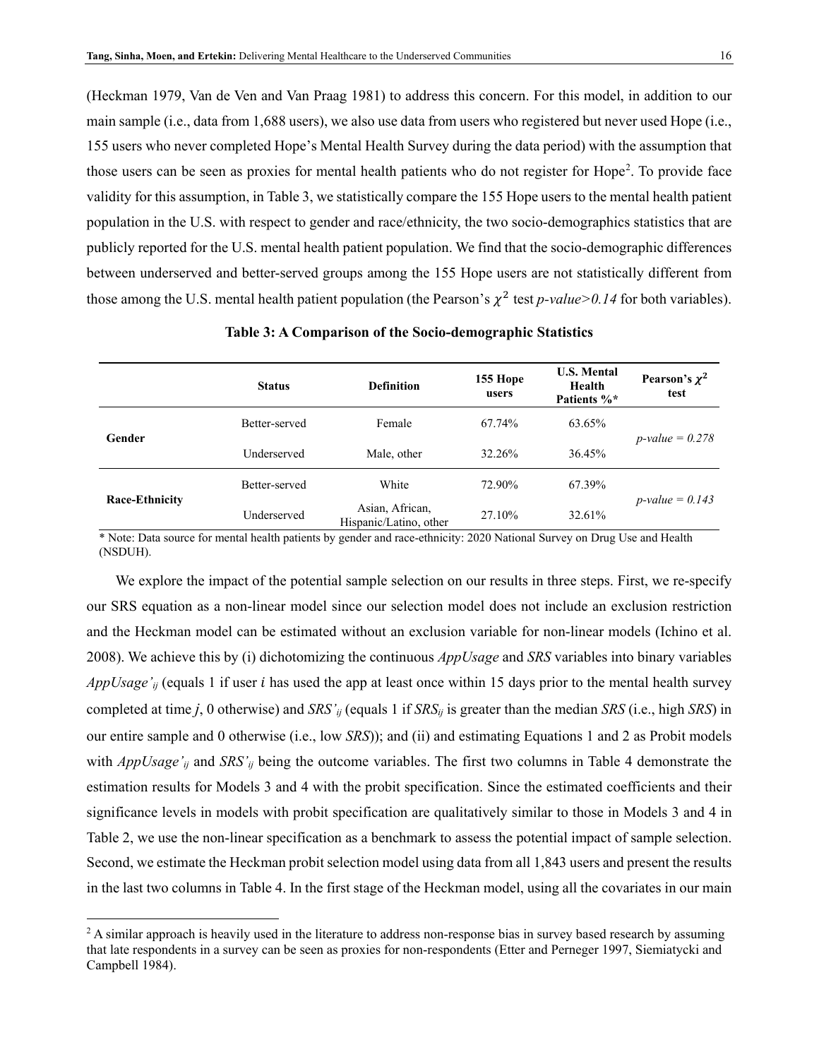(Heckman 1979, Van de Ven and Van Praag 1981) to address this concern. For this model, in addition to our main sample (i.e., data from 1,688 users), we also use data from users who registered but never used Hope (i.e., 155 users who never completed Hope's Mental Health Survey during the data period) with the assumption that those users can be seen as proxies for mental health patients who do not register for Hope[2]. To provide face validity for this assumption, in Table 3, we statistically compare the 155 Hope users to the mental health patient population in the U.S. with respect to gender and race/ethnicity, the two socio-demographics statistics that are publicly reported for the U.S. mental health patient population. We find that the socio-demographic differences between underserved and better-served groups among the 155 Hope users are not statistically different from those among the U.S. mental health patient population (the Pearson's $\chi^2$ test *p-value>0.14* for both variables).

**Table 3: A Comparison of the Socio-demographic Statistics**

| | Status | Definition | 155 Hope users | U.S. Mental Health Patients %* | Pearson's $\chi^2$ test |
|---|---|---|---|---|---|
| **Gender** | Better-served | Female | 67.74% | 63.65% | *p-value = 0.278* |
| | Underserved | Male, other | 32.26% | 36.45% | |
| **Race-Ethnicity** | Better-served | White | 72.90% | 67.39% | *p-value = 0.143* |
| | Underserved | Asian, African, Hispanic/Latino, other | 27.10% | 32.61% | |

\* Note: Data source for mental health patients by gender and race-ethnicity: 2020 National Survey on Drug Use and Health (NSDUH).

We explore the impact of the potential sample selection on our results in three steps. First, we re-specify our SRS equation as a non-linear model since our selection model does not include an exclusion restriction and the Heckman model can be estimated without an exclusion variable for non-linear models (Ichino et al. 2008). We achieve this by (i) dichotomizing the continuous *AppUsage* and *SRS* variables into binary variables $AppUsage'_{ij}$ (equals 1 if user $i$ has used the app at least once within 15 days prior to the mental health survey completed at time $j$, 0 otherwise) and $SRS'_{ij}$ (equals 1 if $SRS_{ij}$ is greater than the median *SRS* (i.e., high *SRS*) in our entire sample and 0 otherwise (i.e., low *SRS*)); and (ii) and estimating Equations 1 and 2 as Probit models with $AppUsage'_{ij}$ and $SRS'_{ij}$ being the outcome variables. The first two columns in Table 4 demonstrate the estimation results for Models 3 and 4 with the probit specification. Since the estimated coefficients and their significance levels in models with probit specification are qualitatively similar to those in Models 3 and 4 in Table 2, we use the non-linear specification as a benchmark to assess the potential impact of sample selection. Second, we estimate the Heckman probit selection model using data from all 1,843 users and present the results in the last two columns in Table 4. In the first stage of the Heckman model, using all the covariates in our main

[2] A similar approach is heavily used in the literature to address non-response bias in survey based research by assuming that late respondents in a survey can be seen as proxies for non-respondents (Etter and Perneger 1997, Siemiatycki and Campbell 1984).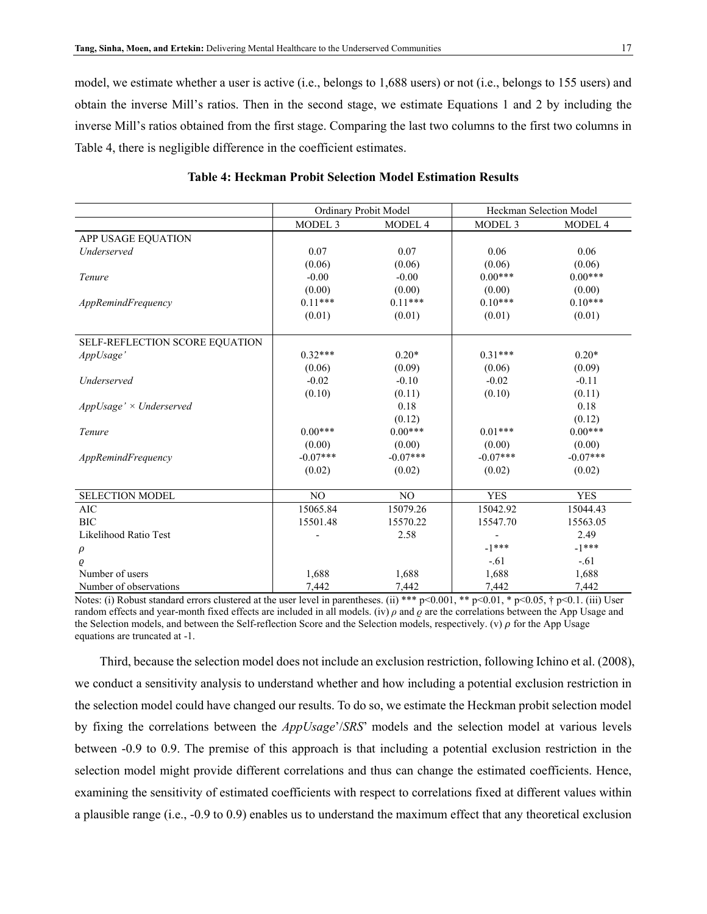model, we estimate whether a user is active (i.e., belongs to 1,688 users) or not (i.e., belongs to 155 users) and obtain the inverse Mill's ratios. Then in the second stage, we estimate Equations 1 and 2 by including the inverse Mill's ratios obtained from the first stage. Comparing the last two columns to the first two columns in Table 4, there is negligible difference in the coefficient estimates.

**Table 4: Heckman Probit Selection Model Estimation Results**

| | Ordinary Probit Model | | Heckman Selection Model | |
|---|---|---|---|---|
| | MODEL 3 | MODEL 4 | MODEL 3 | MODEL 4 |
| APP USAGE EQUATION | | | | |
| *Underserved* | 0.07 | 0.07 | 0.06 | 0.06 |
| | (0.06) | (0.06) | (0.06) | (0.06) |
| *Tenure* | -0.00 | -0.00 | 0.00*** | 0.00*** |
| | (0.00) | (0.00) | (0.00) | (0.00) |
| *AppRemindFrequency* | 0.11*** | 0.11*** | 0.10*** | 0.10*** |
| | (0.01) | (0.01) | (0.01) | (0.01) |
| SELF-REFLECTION SCORE EQUATION | | | | |
| *AppUsage'* | 0.32*** | 0.20* | 0.31*** | 0.20* |
| | (0.06) | (0.09) | (0.06) | (0.09) |
| *Underserved* | -0.02 | -0.10 | -0.02 | -0.11 |
| | (0.10) | (0.11) | (0.10) | (0.11) |
| *AppUsage' × Underserved* | | 0.18 | | 0.18 |
| | | (0.12) | | (0.12) |
| *Tenure* | 0.00*** | 0.00*** | 0.01*** | 0.00*** |
| | (0.00) | (0.00) | (0.00) | (0.00) |
| *AppRemindFrequency* | -0.07*** | -0.07*** | -0.07*** | -0.07*** |
| | (0.02) | (0.02) | (0.02) | (0.02) |
| SELECTION MODEL | NO | NO | YES | YES |
| AIC | 15065.84 | 15079.26 | 15042.92 | 15044.43 |
| BIC | 15501.48 | 15570.22 | 15547.70 | 15563.05 |
| Likelihood Ratio Test | - | 2.58 | - | 2.49 |
| $\rho$ | | | -1*** | -1*** |
| $\varrho$ | | | -.61 | -.61 |
| Number of users | 1,688 | 1,688 | 1,688 | 1,688 |
| Number of observations | 7,442 | 7,442 | 7,442 | 7,442 |

Notes: (i) Robust standard errors clustered at the user level in parentheses. (ii) *** p<0.001, ** p<0.01, * p<0.05, † p<0.1. (iii) User random effects and year-month fixed effects are included in all models. (iv) $\rho$ and $\varrho$ are the correlations between the App Usage and the Selection models, and between the Self-reflection Score and the Selection models, respectively. (v) $\rho$ for the App Usage equations are truncated at -1.

Third, because the selection model does not include an exclusion restriction, following Ichino et al. (2008), we conduct a sensitivity analysis to understand whether and how including a potential exclusion restriction in the selection model could have changed our results. To do so, we estimate the Heckman probit selection model by fixing the correlations between the *AppUsage*'/*SRS*' models and the selection model at various levels between -0.9 to 0.9. The premise of this approach is that including a potential exclusion restriction in the selection model might provide different correlations and thus can change the estimated coefficients. Hence, examining the sensitivity of estimated coefficients with respect to correlations fixed at different values within a plausible range (i.e., -0.9 to 0.9) enables us to understand the maximum effect that any theoretical exclusion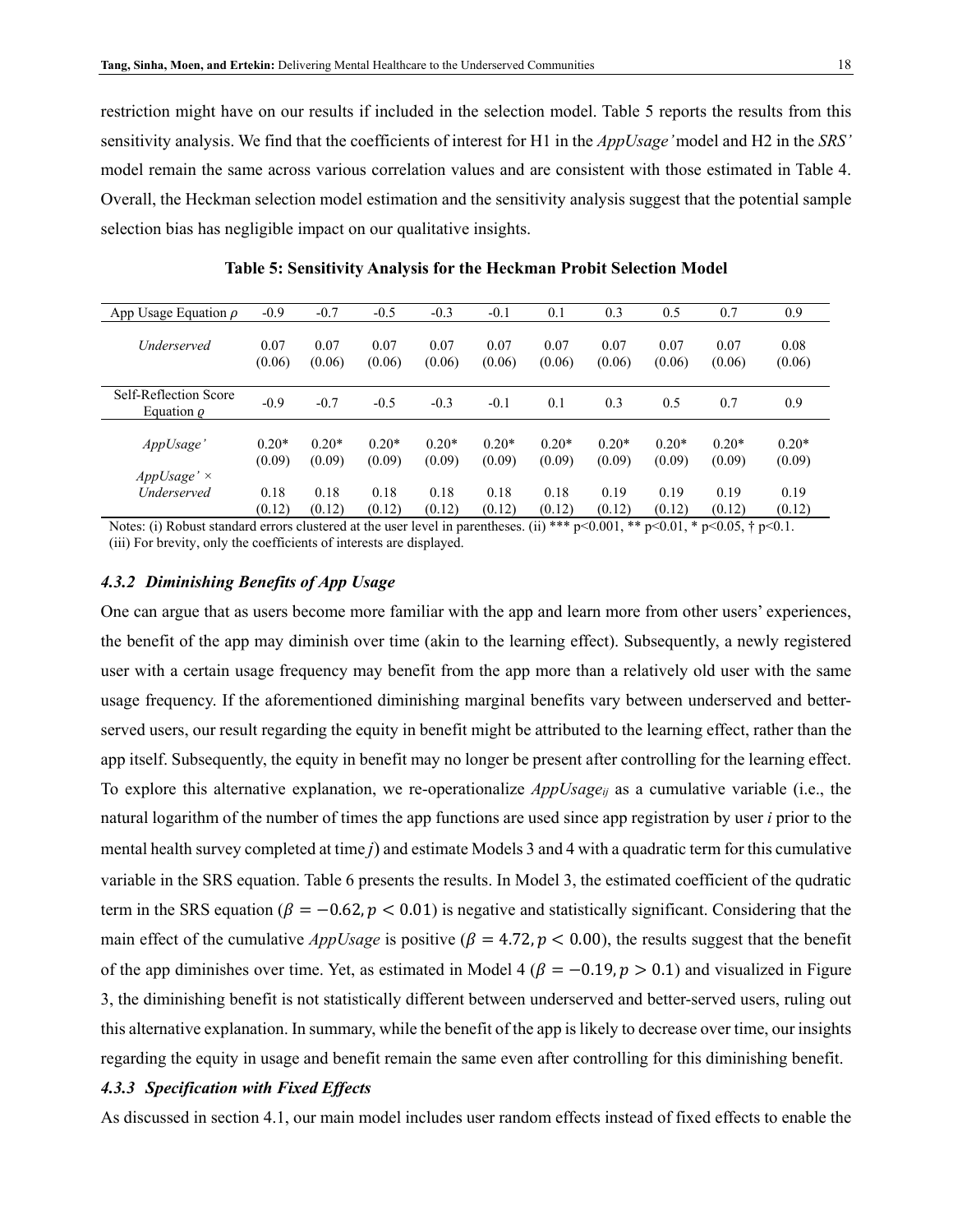restriction might have on our results if included in the selection model. Table 5 reports the results from this sensitivity analysis. We find that the coefficients of interest for H1 in the *AppUsage'* model and H2 in the *SRS'* model remain the same across various correlation values and are consistent with those estimated in Table 4. Overall, the Heckman selection model estimation and the sensitivity analysis suggest that the potential sample selection bias has negligible impact on our qualitative insights.

**Table 5: Sensitivity Analysis for the Heckman Probit Selection Model**

| App Usage Equation $\rho$ | -0.9 | -0.7 | -0.5 | -0.3 | -0.1 | 0.1 | 0.3 | 0.5 | 0.7 | 0.9 |
|---|---|---|---|---|---|---|---|---|---|---|
| *Underserved* | 0.07<br>(0.06) | 0.07<br>(0.06) | 0.07<br>(0.06) | 0.07<br>(0.06) | 0.07<br>(0.06) | 0.07<br>(0.06) | 0.07<br>(0.06) | 0.07<br>(0.06) | 0.07<br>(0.06) | 0.08<br>(0.06) |
| Self-Reflection Score Equation $\varrho$ | -0.9 | -0.7 | -0.5 | -0.3 | -0.1 | 0.1 | 0.3 | 0.5 | 0.7 | 0.9 |
| *AppUsage'* | 0.20*<br>(0.09) | 0.20*<br>(0.09) | 0.20*<br>(0.09) | 0.20*<br>(0.09) | 0.20*<br>(0.09) | 0.20*<br>(0.09) | 0.20*<br>(0.09) | 0.20*<br>(0.09) | 0.20*<br>(0.09) | 0.20*<br>(0.09) |
| *AppUsage'* × *Underserved* | 0.18<br>(0.12) | 0.18<br>(0.12) | 0.18<br>(0.12) | 0.18<br>(0.12) | 0.18<br>(0.12) | 0.18<br>(0.12) | 0.19<br>(0.12) | 0.19<br>(0.12) | 0.19<br>(0.12) | 0.19<br>(0.12) |

Notes: (i) Robust standard errors clustered at the user level in parentheses. (ii) *** p<0.001, ** p<0.01, * p<0.05, † p<0.1.
(iii) For brevity, only the coefficients of interests are displayed.

#### *4.3.2 Diminishing Benefits of App Usage*

One can argue that as users become more familiar with the app and learn more from other users' experiences, the benefit of the app may diminish over time (akin to the learning effect). Subsequently, a newly registered user with a certain usage frequency may benefit from the app more than a relatively old user with the same usage frequency. If the aforementioned diminishing marginal benefits vary between underserved and better-served users, our result regarding the equity in benefit might be attributed to the learning effect, rather than the app itself. Subsequently, the equity in benefit may no longer be present after controlling for the learning effect. To explore this alternative explanation, we re-operationalize $AppUsage_{ij}$ as a cumulative variable (i.e., the natural logarithm of the number of times the app functions are used since app registration by user *i* prior to the mental health survey completed at time *j*) and estimate Models 3 and 4 with a quadratic term for this cumulative variable in the SRS equation. Table 6 presents the results. In Model 3, the estimated coefficient of the qudratic term in the SRS equation ($\beta = -0.62, p < 0.01$) is negative and statistically significant. Considering that the main effect of the cumulative *AppUsage* is positive ($\beta = 4.72, p < 0.00$), the results suggest that the benefit of the app diminishes over time. Yet, as estimated in Model 4 ($\beta = -0.19, p > 0.1$) and visualized in Figure 3, the diminishing benefit is not statistically different between underserved and better-served users, ruling out this alternative explanation. In summary, while the benefit of the app is likely to decrease over time, our insights regarding the equity in usage and benefit remain the same even after controlling for this diminishing benefit.

#### *4.3.3 Specification with Fixed Effects*

As discussed in section 4.1, our main model includes user random effects instead of fixed effects to enable the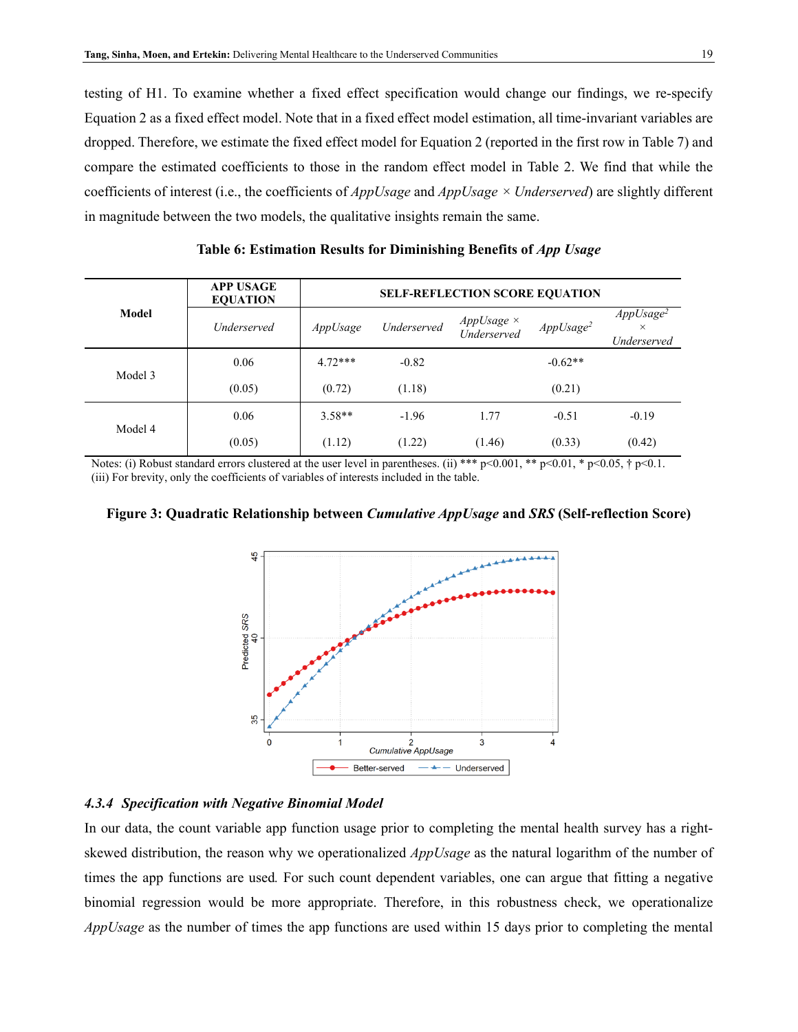testing of H1. To examine whether a fixed effect specification would change our findings, we re-specify Equation 2 as a fixed effect model. Note that in a fixed effect model estimation, all time-invariant variables are dropped. Therefore, we estimate the fixed effect model for Equation 2 (reported in the first row in Table 7) and compare the estimated coefficients to those in the random effect model in Table 2. We find that while the coefficients of interest (i.e., the coefficients of *AppUsage* and *AppUsage* × *Underserved*) are slightly different in magnitude between the two models, the qualitative insights remain the same.

**Table 6: Estimation Results for Diminishing Benefits of *App Usage***

| Model | APP USAGE EQUATION | SELF-REFLECTION SCORE EQUATION | | | | |
|---|---|---|---|---|---|---|
| | *Underserved* | *AppUsage* | *Underserved* | *AppUsage* × *Underserved* | *AppUsage*$^2$ | *AppUsage*$^2$ × *Underserved* |
| Model 3 | 0.06 | 4.72*** | -0.82 | | -0.62** | |
| | (0.05) | (0.72) | (1.18) | | (0.21) | |
| Model 4 | 0.06 | 3.58** | -1.96 | 1.77 | -0.51 | -0.19 |
| | (0.05) | (1.12) | (1.22) | (1.46) | (0.33) | (0.42) |

Notes: (i) Robust standard errors clustered at the user level in parentheses. (ii) *** p<0.001, ** p<0.01, * p<0.05, † p<0.1. (iii) For brevity, only the coefficients of variables of interests included in the table.

**Figure 3: Quadratic Relationship between *Cumulative AppUsage* and *SRS* (Self-reflection Score)**

### 4.3.4 *Specification with Negative Binomial Model*

In our data, the count variable app function usage prior to completing the mental health survey has a right-skewed distribution, the reason why we operationalized *AppUsage* as the natural logarithm of the number of times the app functions are used*.* For such count dependent variables, one can argue that fitting a negative binomial regression would be more appropriate. Therefore, in this robustness check, we operationalize *AppUsage* as the number of times the app functions are used within 15 days prior to completing the mental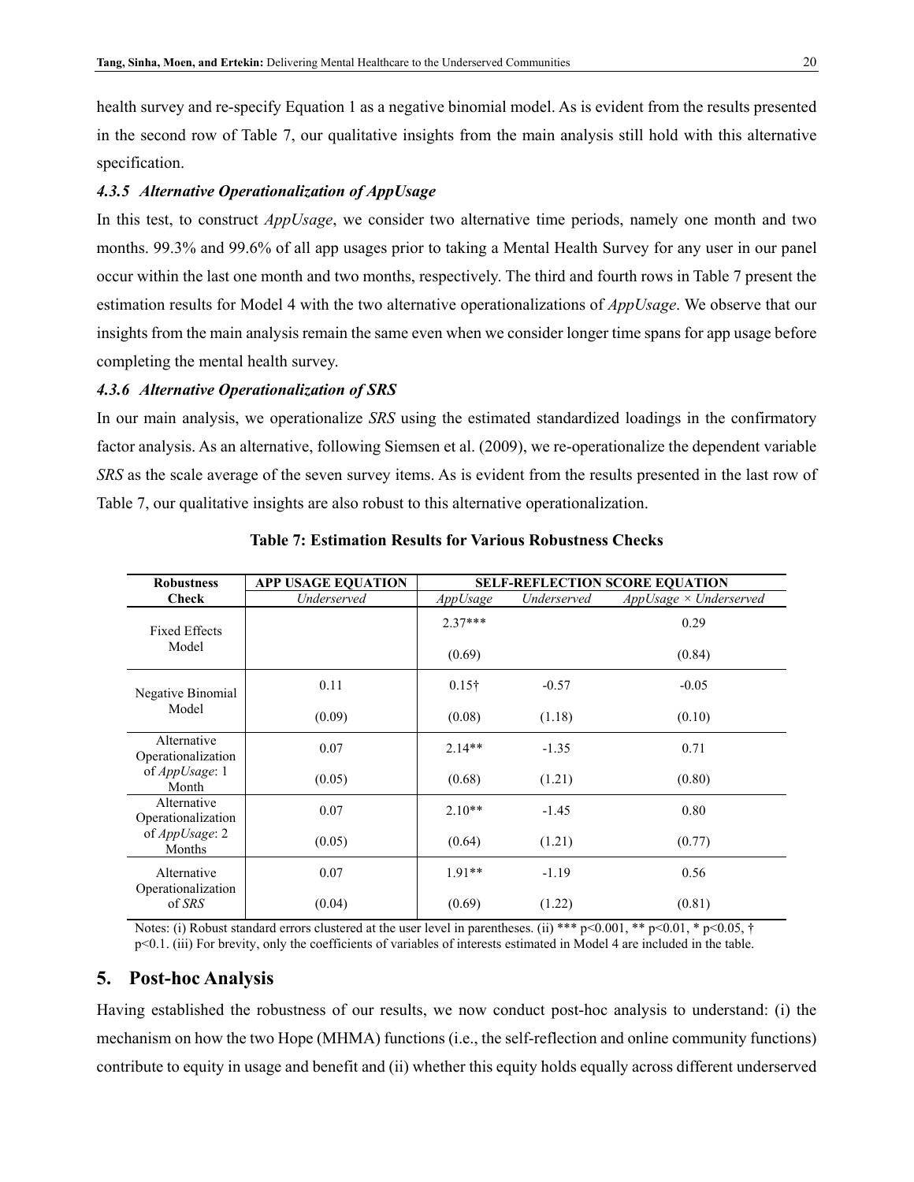health survey and re-specify Equation 1 as a negative binomial model. As is evident from the results presented in the second row of Table 7, our qualitative insights from the main analysis still hold with this alternative specification.

#### 4.3.5 Alternative Operationalization of *AppUsage*

In this test, to construct *AppUsage*, we consider two alternative time periods, namely one month and two months. 99.3% and 99.6% of all app usages prior to taking a Mental Health Survey for any user in our panel occur within the last one month and two months, respectively. The third and fourth rows in Table 7 present the estimation results for Model 4 with the two alternative operationalizations of *AppUsage*. We observe that our insights from the main analysis remain the same even when we consider longer time spans for app usage before completing the mental health survey.

#### 4.3.6 Alternative Operationalization of *SRS*

In our main analysis, we operationalize *SRS* using the estimated standardized loadings in the confirmatory factor analysis. As an alternative, following Siemsen et al. (2009), we re-operationalize the dependent variable *SRS* as the scale average of the seven survey items. As is evident from the results presented in the last row of Table 7, our qualitative insights are also robust to this alternative operationalization.

**Table 7: Estimation Results for Various Robustness Checks**

| Robustness Check | APP USAGE EQUATION | SELF-REFLECTION SCORE EQUATION | | |
|---|---|---|---|---|
| | *Underserved* | *AppUsage* | *Underserved* | *AppUsage × Underserved* |
| Fixed Effects Model | | 2.37*** | | 0.29 |
| | | (0.69) | | (0.84) |
| Negative Binomial Model | 0.11 | 0.15† | -0.57 | -0.05 |
| | (0.09) | (0.08) | (1.18) | (0.10) |
| Alternative Operationalization of *AppUsage*: 1 Month | 0.07 | 2.14** | -1.35 | 0.71 |
| | (0.05) | (0.68) | (1.21) | (0.80) |
| Alternative Operationalization of *AppUsage*: 2 Months | 0.07 | 2.10** | -1.45 | 0.80 |
| | (0.05) | (0.64) | (1.21) | (0.77) |
| Alternative Operationalization of *SRS* | 0.07 | 1.91** | -1.19 | 0.56 |
| | (0.04) | (0.69) | (1.22) | (0.81) |

Notes: (i) Robust standard errors clustered at the user level in parentheses. (ii) *** p<0.001, ** p<0.01, * p<0.05, † p<0.1. (iii) For brevity, only the coefficients of variables of interests estimated in Model 4 are included in the table.

## 5. Post-hoc Analysis

Having established the robustness of our results, we now conduct post-hoc analysis to understand: (i) the mechanism on how the two Hope (MHMA) functions (i.e., the self-reflection and online community functions) contribute to equity in usage and benefit and (ii) whether this equity holds equally across different underserved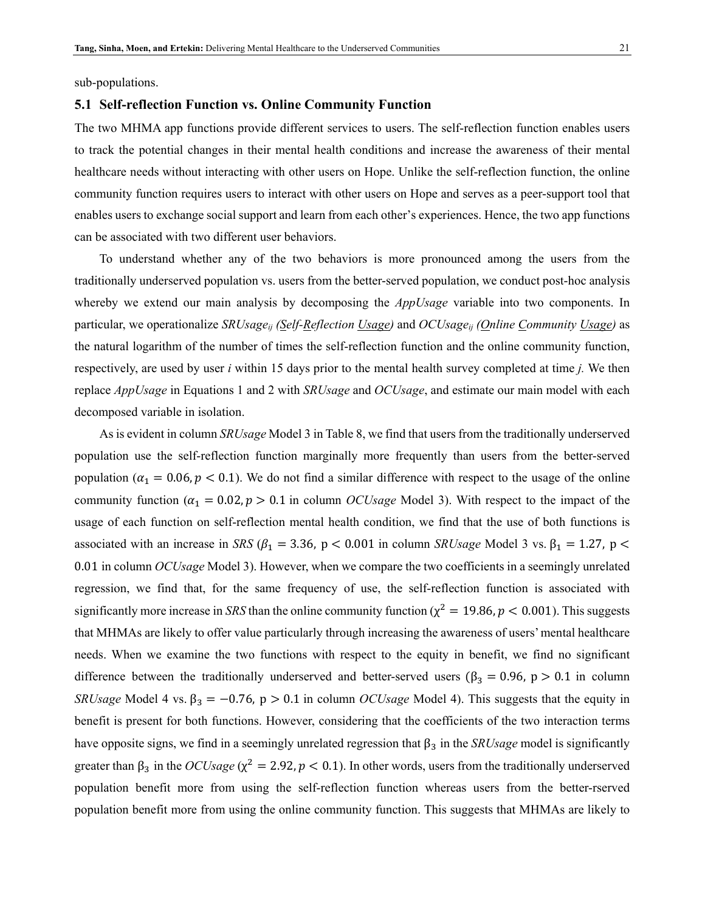sub-populations.

## 5.1 Self-reflection Function vs. Online Community Function

The two MHMA app functions provide different services to users. The self-reflection function enables users to track the potential changes in their mental health conditions and increase the awareness of their mental healthcare needs without interacting with other users on Hope. Unlike the self-reflection function, the online community function requires users to interact with other users on Hope and serves as a peer-support tool that enables users to exchange social support and learn from each other's experiences. Hence, the two app functions can be associated with two different user behaviors.

To understand whether any of the two behaviors is more pronounced among the users from the traditionally underserved population vs. users from the better-served population, we conduct post-hoc analysis whereby we extend our main analysis by decomposing the *AppUsage* variable into two components. In particular, we operationalize $SRUsage_{ij}$ *(Self-Reflection Usage)* and $OCUsage_{ij}$ *(Online Community Usage)* as the natural logarithm of the number of times the self-reflection function and the online community function, respectively, are used by user *i* within 15 days prior to the mental health survey completed at time *j*. We then replace *AppUsage* in Equations 1 and 2 with *SRUsage* and *OCUsage*, and estimate our main model with each decomposed variable in isolation.

As is evident in column *SRUsage* Model 3 in Table 8, we find that users from the traditionally underserved population use the self-reflection function marginally more frequently than users from the better-served population ($\alpha_1 = 0.06, p < 0.1$). We do not find a similar difference with respect to the usage of the online community function ($\alpha_1 = 0.02, p > 0.1$ in column *OCUsage* Model 3). With respect to the impact of the usage of each function on self-reflection mental health condition, we find that the use of both functions is associated with an increase in *SRS* ($\beta_1 = 3.36$, $p < 0.001$ in column *SRUsage* Model 3 vs. $\beta_1 = 1.27$, $p < 0.01$ in column *OCUsage* Model 3). However, when we compare the two coefficients in a seemingly unrelated regression, we find that, for the same frequency of use, the self-reflection function is associated with significantly more increase in *SRS* than the online community function ($\chi^2 = 19.86, p < 0.001$). This suggests that MHMAs are likely to offer value particularly through increasing the awareness of users' mental healthcare needs. When we examine the two functions with respect to the equity in benefit, we find no significant difference between the traditionally underserved and better-served users ($\beta_3 = 0.96$, $p > 0.1$ in column *SRUsage* Model 4 vs. $\beta_3 = -0.76$, $p > 0.1$ in column *OCUsage* Model 4). This suggests that the equity in benefit is present for both functions. However, considering that the coefficients of the two interaction terms have opposite signs, we find in a seemingly unrelated regression that $\beta_3$ in the *SRUsage* model is significantly greater than $\beta_3$ in the *OCUsage* ($\chi^2 = 2.92, p < 0.1$). In other words, users from the traditionally underserved population benefit more from using the self-reflection function whereas users from the better-rserved population benefit more from using the online community function. This suggests that MHMAs are likely to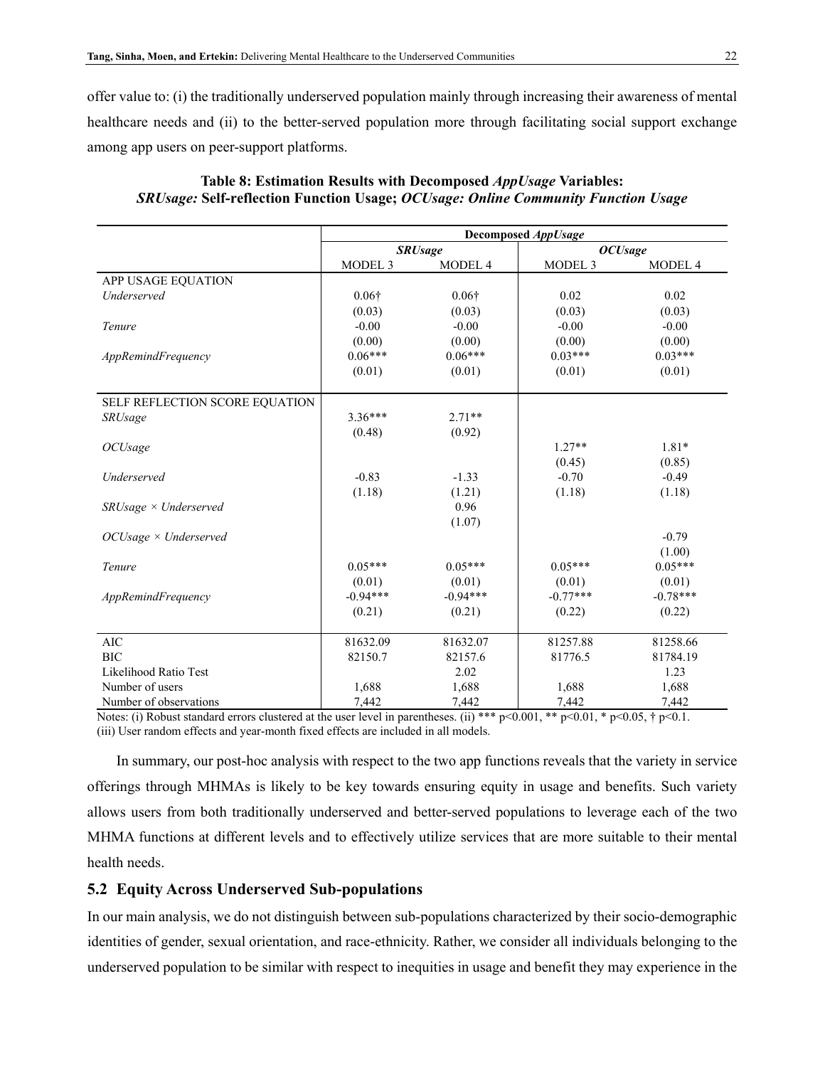offer value to: (i) the traditionally underserved population mainly through increasing their awareness of mental healthcare needs and (ii) to the better-served population more through facilitating social support exchange among app users on peer-support platforms.

**Table 8: Estimation Results with Decomposed *AppUsage* Variables:**
***SRUsage:* Self-reflection Function Usage; *OCUsage: Online Community Function Usage***

| | Decomposed *AppUsage* | | | |
|---|---|---|---|---|
| | ***SRUsage*** | | ***OCUsage*** | |
| | MODEL 3 | MODEL 4 | MODEL 3 | MODEL 4 |
| APP USAGE EQUATION | | | | |
| *Underserved* | 0.06† | 0.06† | 0.02 | 0.02 |
| | (0.03) | (0.03) | (0.03) | (0.03) |
| *Tenure* | -0.00 | -0.00 | -0.00 | -0.00 |
| | (0.00) | (0.00) | (0.00) | (0.00) |
| *AppRemindFrequency* | 0.06*** | 0.06*** | 0.03*** | 0.03*** |
| | (0.01) | (0.01) | (0.01) | (0.01) |
| SELF REFLECTION SCORE EQUATION | | | | |
| *SRUsage* | 3.36*** | 2.71** | | |
| | (0.48) | (0.92) | | |
| *OCUsage* | | | 1.27** | 1.81* |
| | | | (0.45) | (0.85) |
| *Underserved* | -0.83 | -1.33 | -0.70 | -0.49 |
| | (1.18) | (1.21) | (1.18) | (1.18) |
| *SRUsage × Underserved* | | 0.96 | | |
| | | (1.07) | | |
| *OCUsage × Underserved* | | | | -0.79 |
| | | | | (1.00) |
| *Tenure* | 0.05*** | 0.05*** | 0.05*** | 0.05*** |
| | (0.01) | (0.01) | (0.01) | (0.01) |
| *AppRemindFrequency* | -0.94*** | -0.94*** | -0.77*** | -0.78*** |
| | (0.21) | (0.21) | (0.22) | (0.22) |
| AIC | 81632.09 | 81632.07 | 81257.88 | 81258.66 |
| BIC | 82150.7 | 82157.6 | 81776.5 | 81784.19 |
| Likelihood Ratio Test | | 2.02 | | 1.23 |
| Number of users | 1,688 | 1,688 | 1,688 | 1,688 |
| Number of observations | 7,442 | 7,442 | 7,442 | 7,442 |

Notes: (i) Robust standard errors clustered at the user level in parentheses. (ii) *** p<0.001, ** p<0.01, * p<0.05, † p<0.1.
(iii) User random effects and year-month fixed effects are included in all models.

In summary, our post-hoc analysis with respect to the two app functions reveals that the variety in service offerings through MHMAs is likely to be key towards ensuring equity in usage and benefits. Such variety allows users from both traditionally underserved and better-served populations to leverage each of the two MHMA functions at different levels and to effectively utilize services that are more suitable to their mental health needs.

## 5.2 Equity Across Underserved Sub-populations

In our main analysis, we do not distinguish between sub-populations characterized by their socio-demographic identities of gender, sexual orientation, and race-ethnicity. Rather, we consider all individuals belonging to the underserved population to be similar with respect to inequities in usage and benefit they may experience in the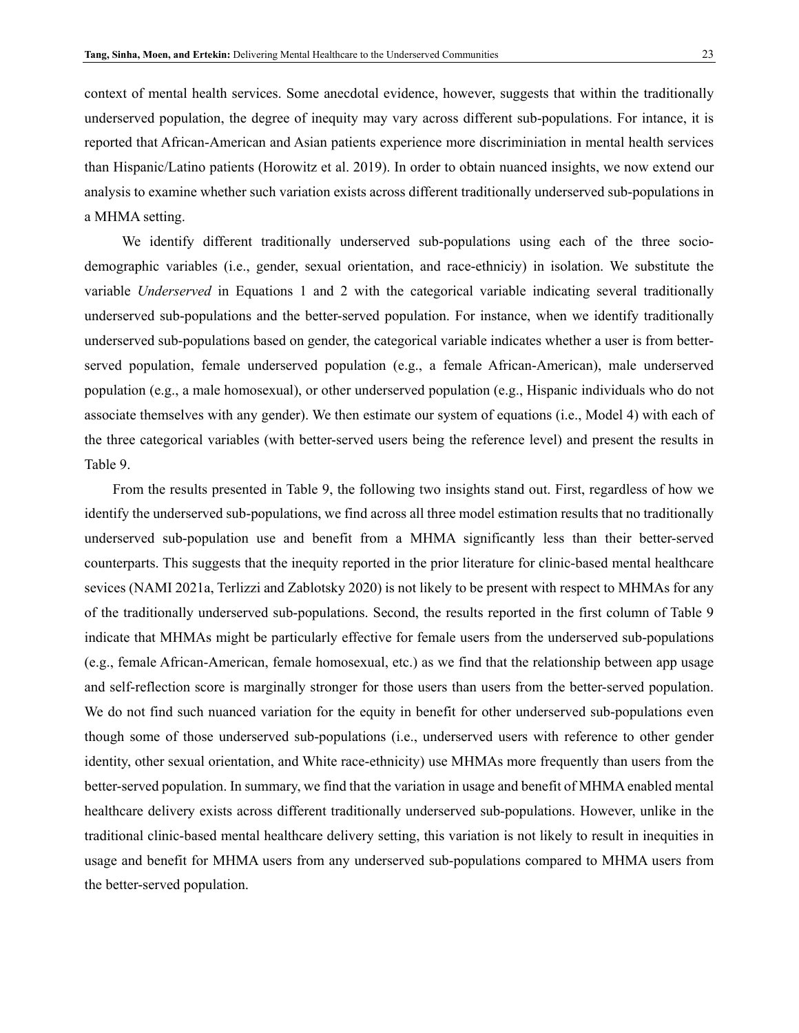context of mental health services. Some anecdotal evidence, however, suggests that within the traditionally underserved population, the degree of inequity may vary across different sub-populations. For intance, it is reported that African-American and Asian patients experience more discriminiation in mental health services than Hispanic/Latino patients (Horowitz et al. 2019). In order to obtain nuanced insights, we now extend our analysis to examine whether such variation exists across different traditionally underserved sub-populations in a MHMA setting.

We identify different traditionally underserved sub-populations using each of the three socio-demographic variables (i.e., gender, sexual orientation, and race-ethniciy) in isolation. We substitute the variable *Underserved* in Equations 1 and 2 with the categorical variable indicating several traditionally underserved sub-populations and the better-served population. For instance, when we identify traditionally underserved sub-populations based on gender, the categorical variable indicates whether a user is from better-served population, female underserved population (e.g., a female African-American), male underserved population (e.g., a male homosexual), or other underserved population (e.g., Hispanic individuals who do not associate themselves with any gender). We then estimate our system of equations (i.e., Model 4) with each of the three categorical variables (with better-served users being the reference level) and present the results in Table 9.

From the results presented in Table 9, the following two insights stand out. First, regardless of how we identify the underserved sub-populations, we find across all three model estimation results that no traditionally underserved sub-population use and benefit from a MHMA significantly less than their better-served counterparts. This suggests that the inequity reported in the prior literature for clinic-based mental healthcare sevices (NAMI 2021a, Terlizzi and Zablotsky 2020) is not likely to be present with respect to MHMAs for any of the traditionally underserved sub-populations. Second, the results reported in the first column of Table 9 indicate that MHMAs might be particularly effective for female users from the underserved sub-populations (e.g., female African-American, female homosexual, etc.) as we find that the relationship between app usage and self-reflection score is marginally stronger for those users than users from the better-served population. We do not find such nuanced variation for the equity in benefit for other underserved sub-populations even though some of those underserved sub-populations (i.e., underserved users with reference to other gender identity, other sexual orientation, and White race-ethnicity) use MHMAs more frequently than users from the better-served population. In summary, we find that the variation in usage and benefit of MHMA enabled mental healthcare delivery exists across different traditionally underserved sub-populations. However, unlike in the traditional clinic-based mental healthcare delivery setting, this variation is not likely to result in inequities in usage and benefit for MHMA users from any underserved sub-populations compared to MHMA users from the better-served population.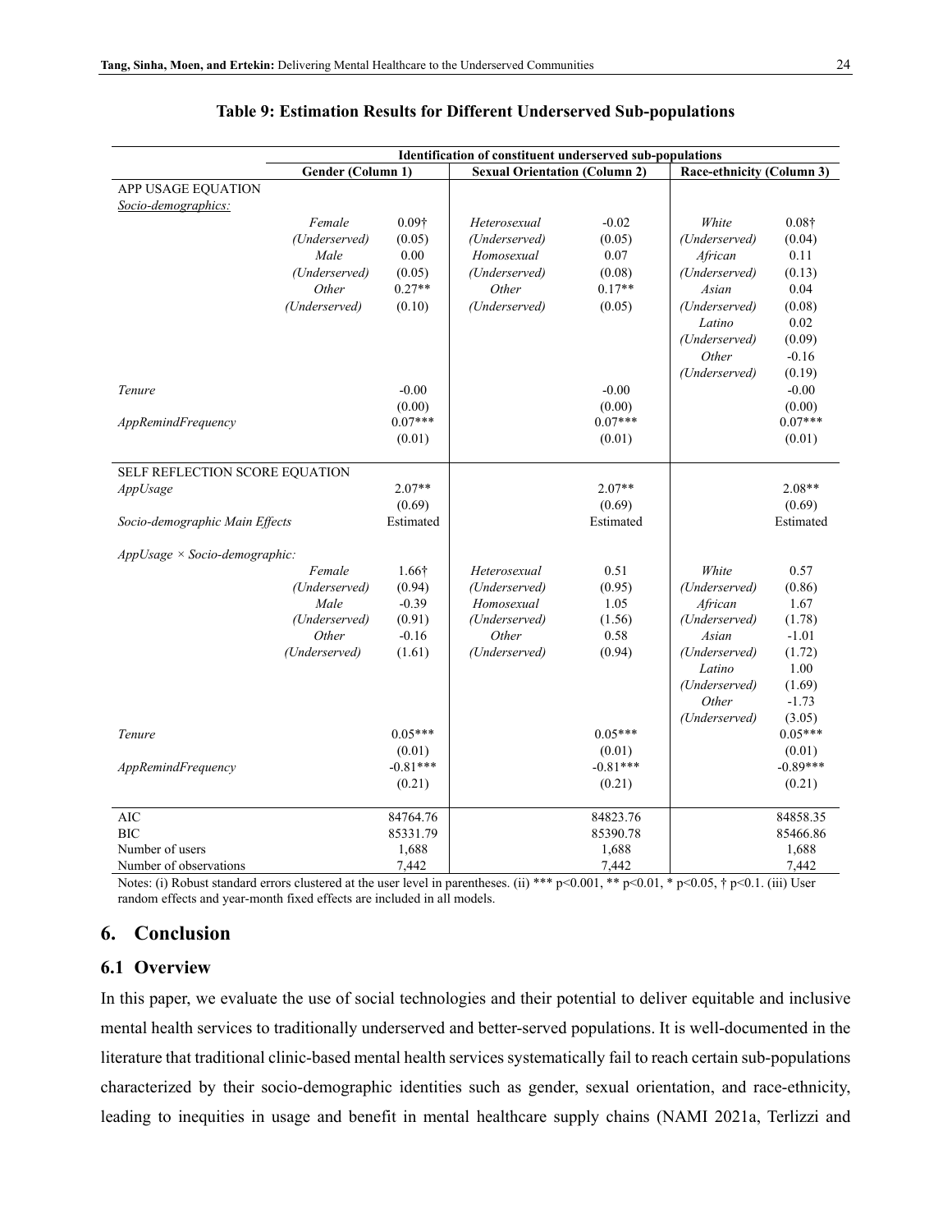**Table 9: Estimation Results for Different Underserved Sub-populations**

| | Identification of constituent underserved sub-populations | | | | | |
|---|---|---|---|---|---|---|
| | Gender (Column 1) | | Sexual Orientation (Column 2) | | Race-ethnicity (Column 3) | |
| APP USAGE EQUATION | | | | | | |
| *Socio-demographics:* | | | | | | |
| | *Female (Underserved)* | 0.09† (0.05) | *Heterosexual (Underserved)* | -0.02 (0.05) | *White (Underserved)* | 0.08† (0.04) |
| | *Male (Underserved)* | 0.00 (0.05) | *Homosexual (Underserved)* | 0.07 (0.08) | *African (Underserved)* | 0.11 (0.13) |
| | *Other (Underserved)* | 0.27** (0.10) | *Other (Underserved)* | 0.17** (0.05) | *Asian (Underserved)* | 0.04 (0.08) |
| | | | | | *Latino (Underserved)* | 0.02 (0.09) |
| | | | | | *Other (Underserved)* | -0.16 (0.19) |
| *Tenure* | | -0.00 (0.00) | | -0.00 (0.00) | | -0.00 (0.00) |
| *AppRemindFrequency* | | 0.07*** (0.01) | | 0.07*** (0.01) | | 0.07*** (0.01) |
| SELF REFLECTION SCORE EQUATION | | | | | | |
| *AppUsage* | | 2.07** (0.69) | | 2.07** (0.69) | | 2.08** (0.69) |
| *Socio-demographic Main Effects* | | Estimated | | Estimated | | Estimated |
| *AppUsage × Socio-demographic:* | | | | | | |
| | *Female (Underserved)* | 1.66† (0.94) | *Heterosexual (Underserved)* | 0.51 (0.95) | *White (Underserved)* | 0.57 (0.86) |
| | *Male (Underserved)* | -0.39 (0.91) | *Homosexual (Underserved)* | 1.05 (1.56) | *African (Underserved)* | 1.67 (1.78) |
| | *Other (Underserved)* | -0.16 (1.61) | *Other (Underserved)* | 0.58 (0.94) | *Asian (Underserved)* | -1.01 (1.72) |
| | | | | | *Latino (Underserved)* | 1.00 (1.69) |
| | | | | | *Other (Underserved)* | -1.73 (3.05) |
| *Tenure* | | 0.05*** (0.01) | | 0.05*** (0.01) | | 0.05*** (0.01) |
| *AppRemindFrequency* | | -0.81*** (0.21) | | -0.81*** (0.21) | | -0.89*** (0.21) |
| AIC | | 84764.76 | | 84823.76 | | 84858.35 |
| BIC | | 85331.79 | | 85390.78 | | 85466.86 |
| Number of users | | 1,688 | | 1,688 | | 1,688 |
| Number of observations | | 7,442 | | 7,442 | | 7,442 |

Notes: (i) Robust standard errors clustered at the user level in parentheses. (ii) *** p<0.001, ** p<0.01, * p<0.05, † p<0.1. (iii) User random effects and year-month fixed effects are included in all models.

# 6. Conclusion

## 6.1 Overview

In this paper, we evaluate the use of social technologies and their potential to deliver equitable and inclusive mental health services to traditionally underserved and better-served populations. It is well-documented in the literature that traditional clinic-based mental health services systematically fail to reach certain sub-populations characterized by their socio-demographic identities such as gender, sexual orientation, and race-ethnicity, leading to inequities in usage and benefit in mental healthcare supply chains (NAMI 2021a, Terlizzi and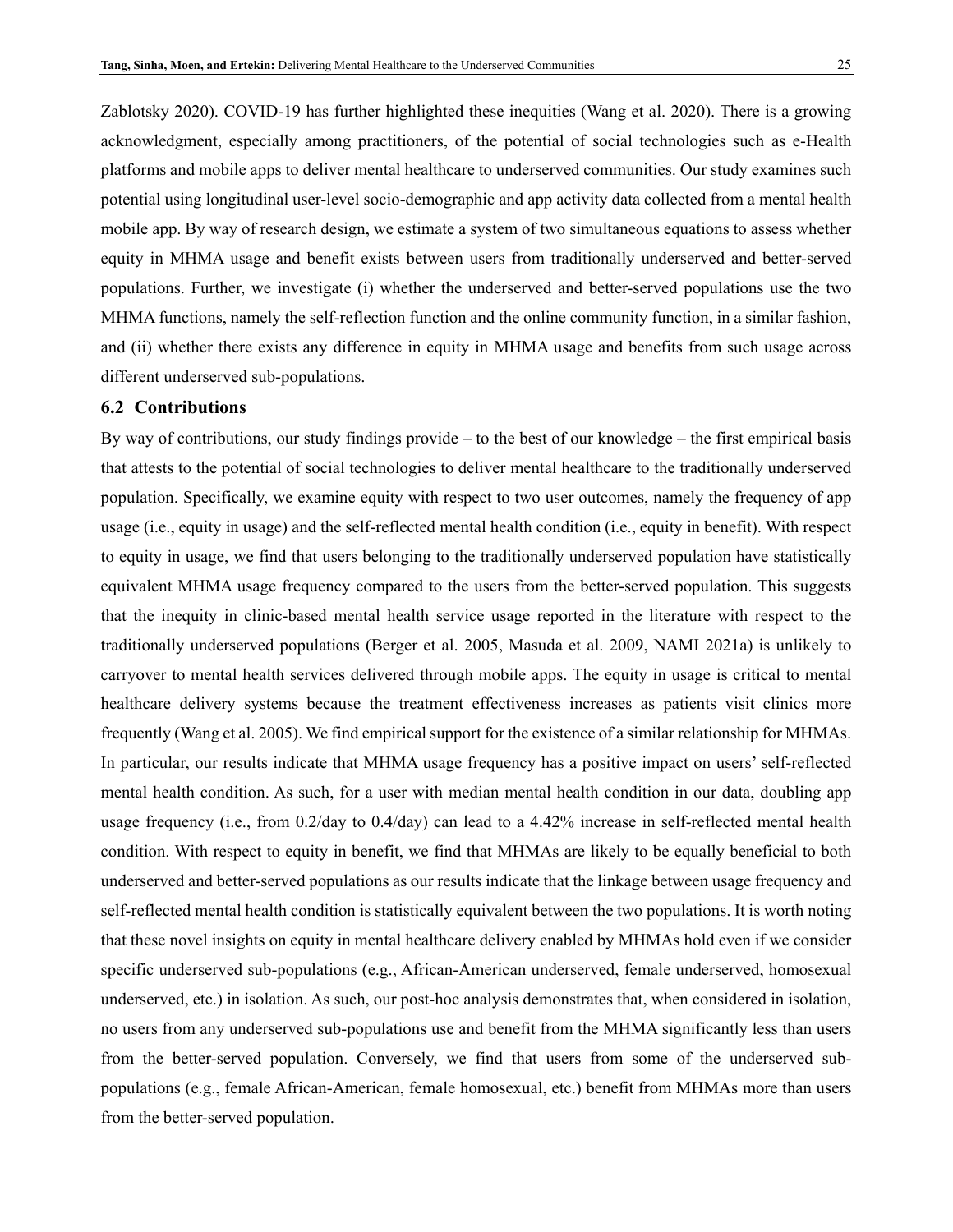Zablotsky 2020). COVID-19 has further highlighted these inequities (Wang et al. 2020). There is a growing acknowledgment, especially among practitioners, of the potential of social technologies such as e-Health platforms and mobile apps to deliver mental healthcare to underserved communities. Our study examines such potential using longitudinal user-level socio-demographic and app activity data collected from a mental health mobile app. By way of research design, we estimate a system of two simultaneous equations to assess whether equity in MHMA usage and benefit exists between users from traditionally underserved and better-served populations. Further, we investigate (i) whether the underserved and better-served populations use the two MHMA functions, namely the self-reflection function and the online community function, in a similar fashion, and (ii) whether there exists any difference in equity in MHMA usage and benefits from such usage across different underserved sub-populations.

### 6.2 Contributions

By way of contributions, our study findings provide – to the best of our knowledge – the first empirical basis that attests to the potential of social technologies to deliver mental healthcare to the traditionally underserved population. Specifically, we examine equity with respect to two user outcomes, namely the frequency of app usage (i.e., equity in usage) and the self-reflected mental health condition (i.e., equity in benefit). With respect to equity in usage, we find that users belonging to the traditionally underserved population have statistically equivalent MHMA usage frequency compared to the users from the better-served population. This suggests that the inequity in clinic-based mental health service usage reported in the literature with respect to the traditionally underserved populations (Berger et al. 2005, Masuda et al. 2009, NAMI 2021a) is unlikely to carryover to mental health services delivered through mobile apps. The equity in usage is critical to mental healthcare delivery systems because the treatment effectiveness increases as patients visit clinics more frequently (Wang et al. 2005). We find empirical support for the existence of a similar relationship for MHMAs. In particular, our results indicate that MHMA usage frequency has a positive impact on users' self-reflected mental health condition. As such, for a user with median mental health condition in our data, doubling app usage frequency (i.e., from 0.2/day to 0.4/day) can lead to a 4.42% increase in self-reflected mental health condition. With respect to equity in benefit, we find that MHMAs are likely to be equally beneficial to both underserved and better-served populations as our results indicate that the linkage between usage frequency and self-reflected mental health condition is statistically equivalent between the two populations. It is worth noting that these novel insights on equity in mental healthcare delivery enabled by MHMAs hold even if we consider specific underserved sub-populations (e.g., African-American underserved, female underserved, homosexual underserved, etc.) in isolation. As such, our post-hoc analysis demonstrates that, when considered in isolation, no users from any underserved sub-populations use and benefit from the MHMA significantly less than users from the better-served population. Conversely, we find that users from some of the underserved sub-populations (e.g., female African-American, female homosexual, etc.) benefit from MHMAs more than users from the better-served population.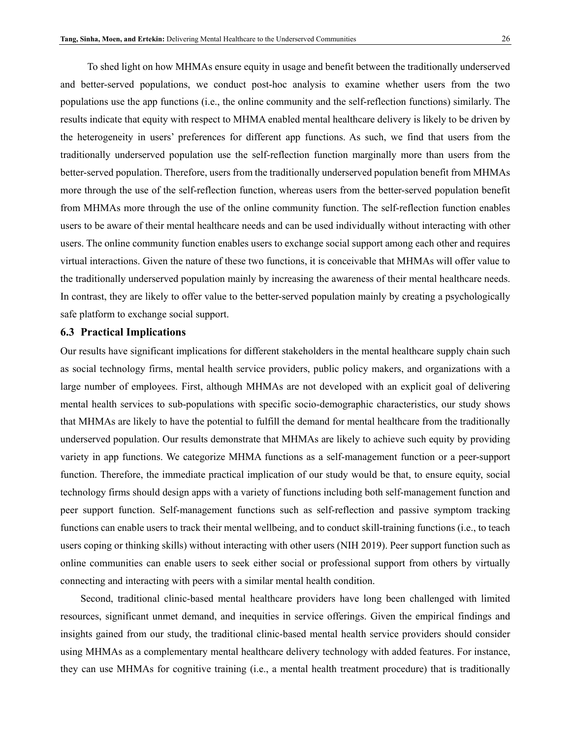To shed light on how MHMAs ensure equity in usage and benefit between the traditionally underserved and better-served populations, we conduct post-hoc analysis to examine whether users from the two populations use the app functions (i.e., the online community and the self-reflection functions) similarly. The results indicate that equity with respect to MHMA enabled mental healthcare delivery is likely to be driven by the heterogeneity in users' preferences for different app functions. As such, we find that users from the traditionally underserved population use the self-reflection function marginally more than users from the better-served population. Therefore, users from the traditionally underserved population benefit from MHMAs more through the use of the self-reflection function, whereas users from the better-served population benefit from MHMAs more through the use of the online community function. The self-reflection function enables users to be aware of their mental healthcare needs and can be used individually without interacting with other users. The online community function enables users to exchange social support among each other and requires virtual interactions. Given the nature of these two functions, it is conceivable that MHMAs will offer value to the traditionally underserved population mainly by increasing the awareness of their mental healthcare needs. In contrast, they are likely to offer value to the better-served population mainly by creating a psychologically safe platform to exchange social support.

## 6.3 Practical Implications

Our results have significant implications for different stakeholders in the mental healthcare supply chain such as social technology firms, mental health service providers, public policy makers, and organizations with a large number of employees. First, although MHMAs are not developed with an explicit goal of delivering mental health services to sub-populations with specific socio-demographic characteristics, our study shows that MHMAs are likely to have the potential to fulfill the demand for mental healthcare from the traditionally underserved population. Our results demonstrate that MHMAs are likely to achieve such equity by providing variety in app functions. We categorize MHMA functions as a self-management function or a peer-support function. Therefore, the immediate practical implication of our study would be that, to ensure equity, social technology firms should design apps with a variety of functions including both self-management function and peer support function. Self-management functions such as self-reflection and passive symptom tracking functions can enable users to track their mental wellbeing, and to conduct skill-training functions (i.e., to teach users coping or thinking skills) without interacting with other users (NIH 2019). Peer support function such as online communities can enable users to seek either social or professional support from others by virtually connecting and interacting with peers with a similar mental health condition.

Second, traditional clinic-based mental healthcare providers have long been challenged with limited resources, significant unmet demand, and inequities in service offerings. Given the empirical findings and insights gained from our study, the traditional clinic-based mental health service providers should consider using MHMAs as a complementary mental healthcare delivery technology with added features. For instance, they can use MHMAs for cognitive training (i.e., a mental health treatment procedure) that is traditionally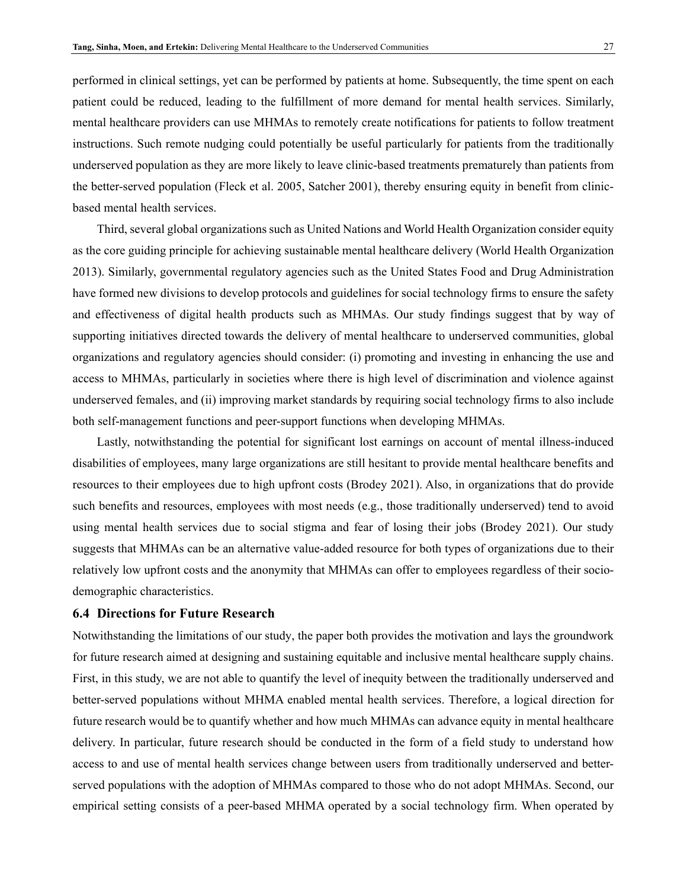performed in clinical settings, yet can be performed by patients at home. Subsequently, the time spent on each patient could be reduced, leading to the fulfillment of more demand for mental health services. Similarly, mental healthcare providers can use MHMAs to remotely create notifications for patients to follow treatment instructions. Such remote nudging could potentially be useful particularly for patients from the traditionally underserved population as they are more likely to leave clinic-based treatments prematurely than patients from the better-served population (Fleck et al. 2005, Satcher 2001), thereby ensuring equity in benefit from clinic-based mental health services.

Third, several global organizations such as United Nations and World Health Organization consider equity as the core guiding principle for achieving sustainable mental healthcare delivery (World Health Organization 2013). Similarly, governmental regulatory agencies such as the United States Food and Drug Administration have formed new divisions to develop protocols and guidelines for social technology firms to ensure the safety and effectiveness of digital health products such as MHMAs. Our study findings suggest that by way of supporting initiatives directed towards the delivery of mental healthcare to underserved communities, global organizations and regulatory agencies should consider: (i) promoting and investing in enhancing the use and access to MHMAs, particularly in societies where there is high level of discrimination and violence against underserved females, and (ii) improving market standards by requiring social technology firms to also include both self-management functions and peer-support functions when developing MHMAs.

Lastly, notwithstanding the potential for significant lost earnings on account of mental illness-induced disabilities of employees, many large organizations are still hesitant to provide mental healthcare benefits and resources to their employees due to high upfront costs (Brodey 2021). Also, in organizations that do provide such benefits and resources, employees with most needs (e.g., those traditionally underserved) tend to avoid using mental health services due to social stigma and fear of losing their jobs (Brodey 2021). Our study suggests that MHMAs can be an alternative value-added resource for both types of organizations due to their relatively low upfront costs and the anonymity that MHMAs can offer to employees regardless of their socio-demographic characteristics.

### 6.4 Directions for Future Research

Notwithstanding the limitations of our study, the paper both provides the motivation and lays the groundwork for future research aimed at designing and sustaining equitable and inclusive mental healthcare supply chains. First, in this study, we are not able to quantify the level of inequity between the traditionally underserved and better-served populations without MHMA enabled mental health services. Therefore, a logical direction for future research would be to quantify whether and how much MHMAs can advance equity in mental healthcare delivery. In particular, future research should be conducted in the form of a field study to understand how access to and use of mental health services change between users from traditionally underserved and better-served populations with the adoption of MHMAs compared to those who do not adopt MHMAs. Second, our empirical setting consists of a peer-based MHMA operated by a social technology firm. When operated by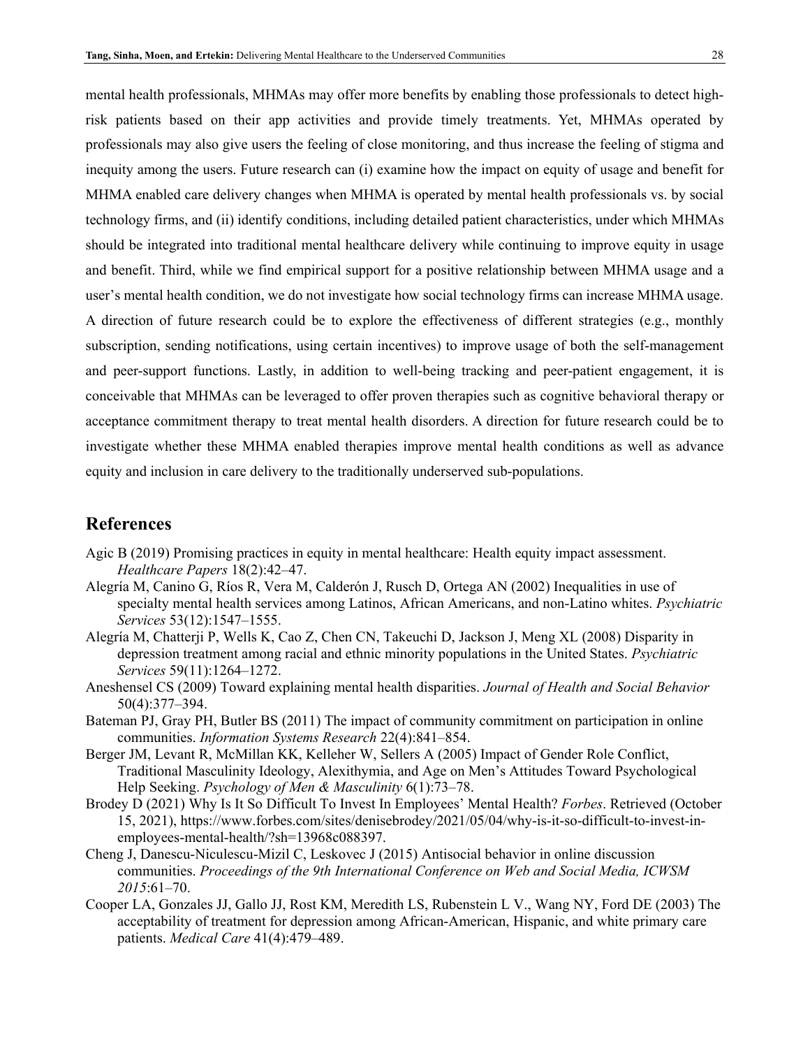mental health professionals, MHMAs may offer more benefits by enabling those professionals to detect high-risk patients based on their app activities and provide timely treatments. Yet, MHMAs operated by professionals may also give users the feeling of close monitoring, and thus increase the feeling of stigma and inequity among the users. Future research can (i) examine how the impact on equity of usage and benefit for MHMA enabled care delivery changes when MHMA is operated by mental health professionals vs. by social technology firms, and (ii) identify conditions, including detailed patient characteristics, under which MHMAs should be integrated into traditional mental healthcare delivery while continuing to improve equity in usage and benefit. Third, while we find empirical support for a positive relationship between MHMA usage and a user's mental health condition, we do not investigate how social technology firms can increase MHMA usage. A direction of future research could be to explore the effectiveness of different strategies (e.g., monthly subscription, sending notifications, using certain incentives) to improve usage of both the self-management and peer-support functions. Lastly, in addition to well-being tracking and peer-patient engagement, it is conceivable that MHMAs can be leveraged to offer proven therapies such as cognitive behavioral therapy or acceptance commitment therapy to treat mental health disorders. A direction for future research could be to investigate whether these MHMA enabled therapies improve mental health conditions as well as advance equity and inclusion in care delivery to the traditionally underserved sub-populations.

## References

Agic B (2019) Promising practices in equity in mental healthcare: Health equity impact assessment. *Healthcare Papers* 18(2):42–47.

Alegría M, Canino G, Ríos R, Vera M, Calderón J, Rusch D, Ortega AN (2002) Inequalities in use of specialty mental health services among Latinos, African Americans, and non-Latino whites. *Psychiatric Services* 53(12):1547–1555.

Alegría M, Chatterji P, Wells K, Cao Z, Chen CN, Takeuchi D, Jackson J, Meng XL (2008) Disparity in depression treatment among racial and ethnic minority populations in the United States. *Psychiatric Services* 59(11):1264–1272.

Aneshensel CS (2009) Toward explaining mental health disparities. *Journal of Health and Social Behavior* 50(4):377–394.

Bateman PJ, Gray PH, Butler BS (2011) The impact of community commitment on participation in online communities. *Information Systems Research* 22(4):841–854.

Berger JM, Levant R, McMillan KK, Kelleher W, Sellers A (2005) Impact of Gender Role Conflict, Traditional Masculinity Ideology, Alexithymia, and Age on Men's Attitudes Toward Psychological Help Seeking. *Psychology of Men & Masculinity* 6(1):73–78.

Brodey D (2021) Why Is It So Difficult To Invest In Employees' Mental Health? *Forbes*. Retrieved (October 15, 2021), https://www.forbes.com/sites/denisebrodey/2021/05/04/why-is-it-so-difficult-to-invest-in-employees-mental-health/?sh=13968c088397.

Cheng J, Danescu-Niculescu-Mizil C, Leskovec J (2015) Antisocial behavior in online discussion communities. *Proceedings of the 9th International Conference on Web and Social Media, ICWSM 2015*:61–70.

Cooper LA, Gonzales JJ, Gallo JJ, Rost KM, Meredith LS, Rubenstein L V., Wang NY, Ford DE (2003) The acceptability of treatment for depression among African-American, Hispanic, and white primary care patients. *Medical Care* 41(4):479–489.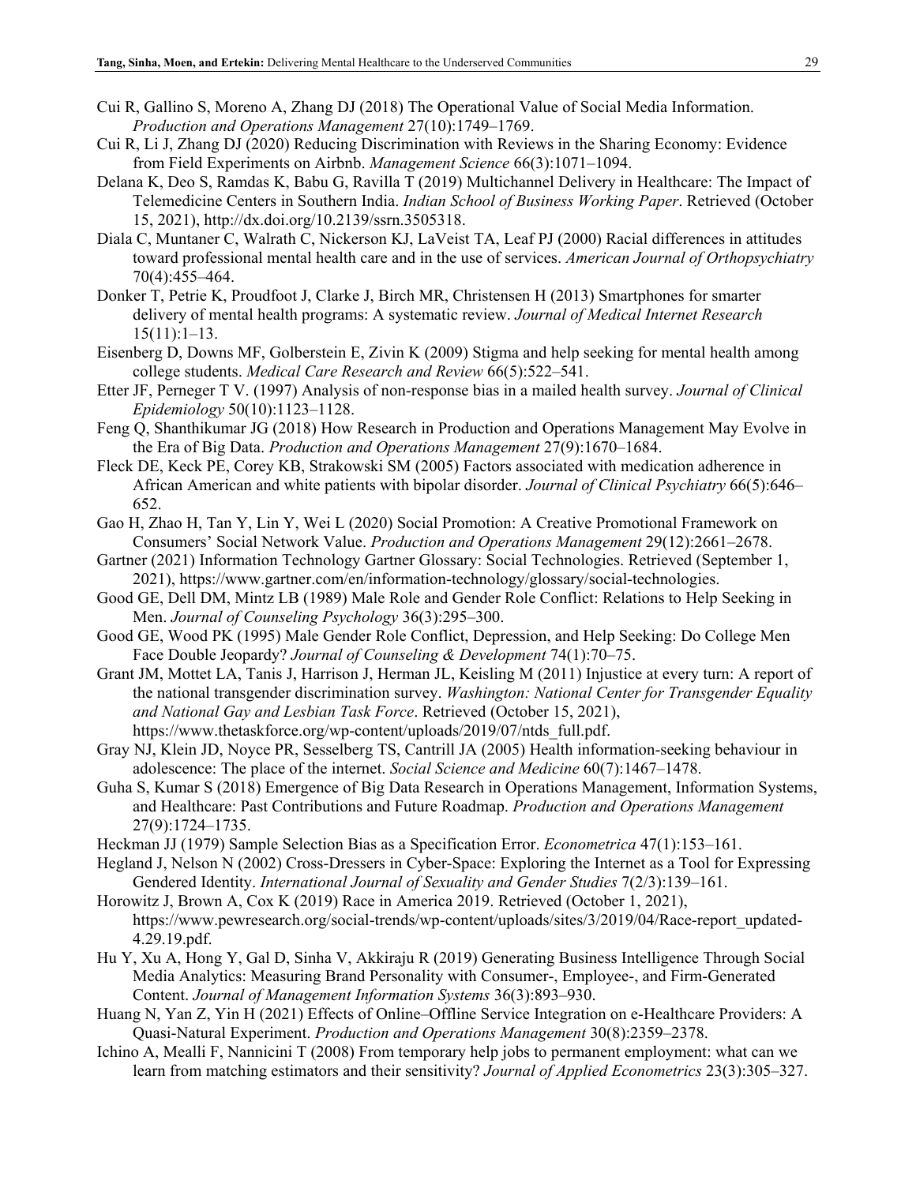Cui R, Gallino S, Moreno A, Zhang DJ (2018) The Operational Value of Social Media Information. *Production and Operations Management* 27(10):1749–1769.

Cui R, Li J, Zhang DJ (2020) Reducing Discrimination with Reviews in the Sharing Economy: Evidence from Field Experiments on Airbnb. *Management Science* 66(3):1071–1094.

Delana K, Deo S, Ramdas K, Babu G, Ravilla T (2019) Multichannel Delivery in Healthcare: The Impact of Telemedicine Centers in Southern India. *Indian School of Business Working Paper*. Retrieved (October 15, 2021), http://dx.doi.org/10.2139/ssrn.3505318.

Diala C, Muntaner C, Walrath C, Nickerson KJ, LaVeist TA, Leaf PJ (2000) Racial differences in attitudes toward professional mental health care and in the use of services. *American Journal of Orthopsychiatry* 70(4):455–464.

Donker T, Petrie K, Proudfoot J, Clarke J, Birch MR, Christensen H (2013) Smartphones for smarter delivery of mental health programs: A systematic review. *Journal of Medical Internet Research* 15(11):1–13.

Eisenberg D, Downs MF, Golberstein E, Zivin K (2009) Stigma and help seeking for mental health among college students. *Medical Care Research and Review* 66(5):522–541.

Etter JF, Perneger T V. (1997) Analysis of non-response bias in a mailed health survey. *Journal of Clinical Epidemiology* 50(10):1123–1128.

Feng Q, Shanthikumar JG (2018) How Research in Production and Operations Management May Evolve in the Era of Big Data. *Production and Operations Management* 27(9):1670–1684.

Fleck DE, Keck PE, Corey KB, Strakowski SM (2005) Factors associated with medication adherence in African American and white patients with bipolar disorder. *Journal of Clinical Psychiatry* 66(5):646–652.

Gao H, Zhao H, Tan Y, Lin Y, Wei L (2020) Social Promotion: A Creative Promotional Framework on Consumers' Social Network Value. *Production and Operations Management* 29(12):2661–2678.

Gartner (2021) Information Technology Gartner Glossary: Social Technologies. Retrieved (September 1, 2021), https://www.gartner.com/en/information-technology/glossary/social-technologies.

Good GE, Dell DM, Mintz LB (1989) Male Role and Gender Role Conflict: Relations to Help Seeking in Men. *Journal of Counseling Psychology* 36(3):295–300.

Good GE, Wood PK (1995) Male Gender Role Conflict, Depression, and Help Seeking: Do College Men Face Double Jeopardy? *Journal of Counseling & Development* 74(1):70–75.

Grant JM, Mottet LA, Tanis J, Harrison J, Herman JL, Keisling M (2011) Injustice at every turn: A report of the national transgender discrimination survey. *Washington: National Center for Transgender Equality and National Gay and Lesbian Task Force*. Retrieved (October 15, 2021), https://www.thetaskforce.org/wp-content/uploads/2019/07/ntds_full.pdf.

Gray NJ, Klein JD, Noyce PR, Sesselberg TS, Cantrill JA (2005) Health information-seeking behaviour in adolescence: The place of the internet. *Social Science and Medicine* 60(7):1467–1478.

Guha S, Kumar S (2018) Emergence of Big Data Research in Operations Management, Information Systems, and Healthcare: Past Contributions and Future Roadmap. *Production and Operations Management* 27(9):1724–1735.

Heckman JJ (1979) Sample Selection Bias as a Specification Error. *Econometrica* 47(1):153–161.

Hegland J, Nelson N (2002) Cross-Dressers in Cyber-Space: Exploring the Internet as a Tool for Expressing Gendered Identity. *International Journal of Sexuality and Gender Studies* 7(2/3):139–161.

Horowitz J, Brown A, Cox K (2019) Race in America 2019. Retrieved (October 1, 2021), https://www.pewresearch.org/social-trends/wp-content/uploads/sites/3/2019/04/Race-report_updated-4.29.19.pdf.

Hu Y, Xu A, Hong Y, Gal D, Sinha V, Akkiraju R (2019) Generating Business Intelligence Through Social Media Analytics: Measuring Brand Personality with Consumer-, Employee-, and Firm-Generated Content. *Journal of Management Information Systems* 36(3):893–930.

Huang N, Yan Z, Yin H (2021) Effects of Online–Offline Service Integration on e-Healthcare Providers: A Quasi-Natural Experiment. *Production and Operations Management* 30(8):2359–2378.

Ichino A, Mealli F, Nannicini T (2008) From temporary help jobs to permanent employment: what can we learn from matching estimators and their sensitivity? *Journal of Applied Econometrics* 23(3):305–327.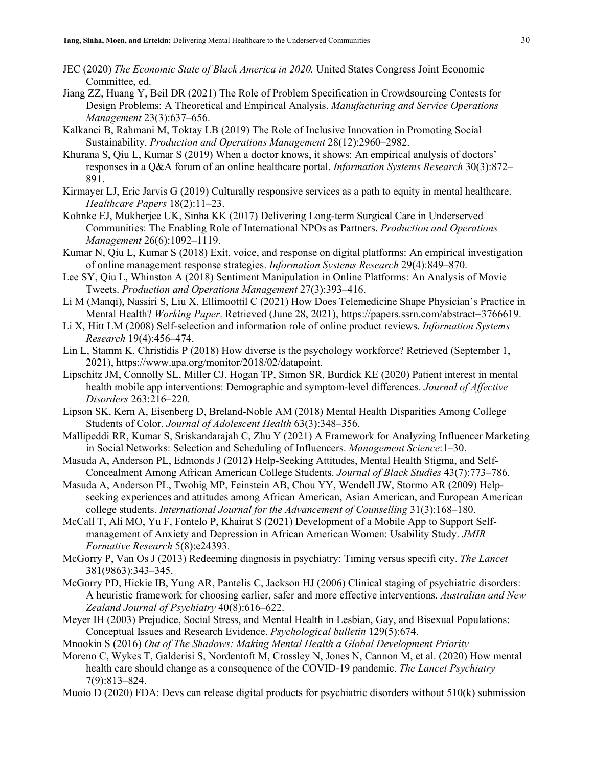JEC (2020) *The Economic State of Black America in 2020.* United States Congress Joint Economic Committee, ed.

Jiang ZZ, Huang Y, Beil DR (2021) The Role of Problem Specification in Crowdsourcing Contests for Design Problems: A Theoretical and Empirical Analysis. *Manufacturing and Service Operations Management* 23(3):637–656.

Kalkanci B, Rahmani M, Toktay LB (2019) The Role of Inclusive Innovation in Promoting Social Sustainability. *Production and Operations Management* 28(12):2960–2982.

Khurana S, Qiu L, Kumar S (2019) When a doctor knows, it shows: An empirical analysis of doctors' responses in a Q&A forum of an online healthcare portal. *Information Systems Research* 30(3):872–891.

Kirmayer LJ, Eric Jarvis G (2019) Culturally responsive services as a path to equity in mental healthcare. *Healthcare Papers* 18(2):11–23.

Kohnke EJ, Mukherjee UK, Sinha KK (2017) Delivering Long-term Surgical Care in Underserved Communities: The Enabling Role of International NPOs as Partners. *Production and Operations Management* 26(6):1092–1119.

Kumar N, Qiu L, Kumar S (2018) Exit, voice, and response on digital platforms: An empirical investigation of online management response strategies. *Information Systems Research* 29(4):849–870.

Lee SY, Qiu L, Whinston A (2018) Sentiment Manipulation in Online Platforms: An Analysis of Movie Tweets. *Production and Operations Management* 27(3):393–416.

Li M (Manqi), Nassiri S, Liu X, Ellimoottil C (2021) How Does Telemedicine Shape Physician's Practice in Mental Health? *Working Paper*. Retrieved (June 28, 2021), https://papers.ssrn.com/abstract=3766619.

Li X, Hitt LM (2008) Self-selection and information role of online product reviews. *Information Systems Research* 19(4):456–474.

Lin L, Stamm K, Christidis P (2018) How diverse is the psychology workforce? Retrieved (September 1, 2021), https://www.apa.org/monitor/2018/02/datapoint.

Lipschitz JM, Connolly SL, Miller CJ, Hogan TP, Simon SR, Burdick KE (2020) Patient interest in mental health mobile app interventions: Demographic and symptom-level differences. *Journal of Affective Disorders* 263:216–220.

Lipson SK, Kern A, Eisenberg D, Breland-Noble AM (2018) Mental Health Disparities Among College Students of Color. *Journal of Adolescent Health* 63(3):348–356.

Mallipeddi RR, Kumar S, Sriskandarajah C, Zhu Y (2021) A Framework for Analyzing Influencer Marketing in Social Networks: Selection and Scheduling of Influencers. *Management Science*:1–30.

Masuda A, Anderson PL, Edmonds J (2012) Help-Seeking Attitudes, Mental Health Stigma, and Self-Concealment Among African American College Students. *Journal of Black Studies* 43(7):773–786.

Masuda A, Anderson PL, Twohig MP, Feinstein AB, Chou YY, Wendell JW, Stormo AR (2009) Help-seeking experiences and attitudes among African American, Asian American, and European American college students. *International Journal for the Advancement of Counselling* 31(3):168–180.

McCall T, Ali MO, Yu F, Fontelo P, Khairat S (2021) Development of a Mobile App to Support Self-management of Anxiety and Depression in African American Women: Usability Study. *JMIR Formative Research* 5(8):e24393.

McGorry P, Van Os J (2013) Redeeming diagnosis in psychiatry: Timing versus specifi city. *The Lancet* 381(9863):343–345.

McGorry PD, Hickie IB, Yung AR, Pantelis C, Jackson HJ (2006) Clinical staging of psychiatric disorders: A heuristic framework for choosing earlier, safer and more effective interventions. *Australian and New Zealand Journal of Psychiatry* 40(8):616–622.

Meyer IH (2003) Prejudice, Social Stress, and Mental Health in Lesbian, Gay, and Bisexual Populations: Conceptual Issues and Research Evidence. *Psychological bulletin* 129(5):674.

Mnookin S (2016) *Out of The Shadows: Making Mental Health a Global Development Priority*

Moreno C, Wykes T, Galderisi S, Nordentoft M, Crossley N, Jones N, Cannon M, et al. (2020) How mental health care should change as a consequence of the COVID-19 pandemic. *The Lancet Psychiatry* 7(9):813–824.

Muoio D (2020) FDA: Devs can release digital products for psychiatric disorders without 510(k) submission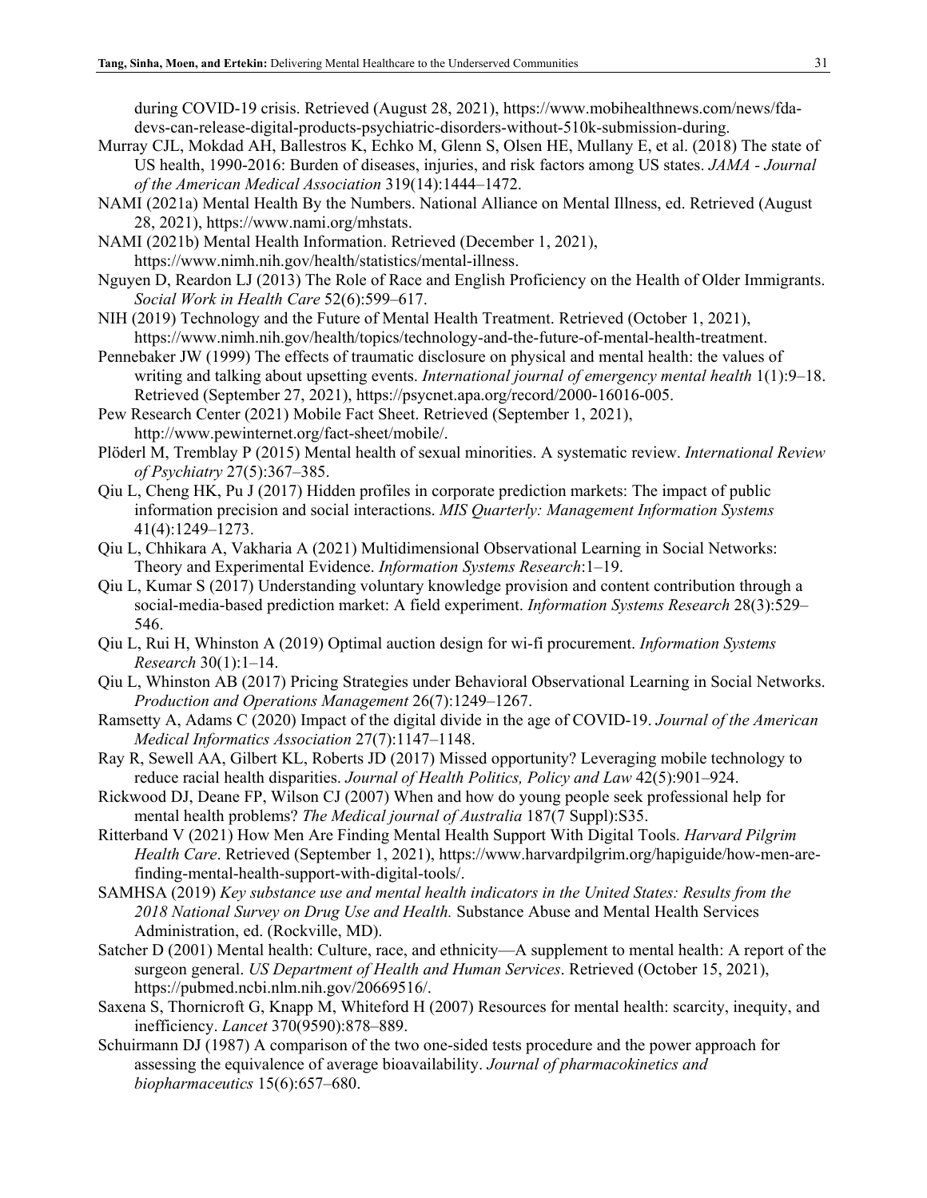during COVID-19 crisis. Retrieved (August 28, 2021), https://www.mobihealthnews.com/news/fda-devs-can-release-digital-products-psychiatric-disorders-without-510k-submission-during.

Murray CJL, Mokdad AH, Ballestros K, Echko M, Glenn S, Olsen HE, Mullany E, et al. (2018) The state of US health, 1990-2016: Burden of diseases, injuries, and risk factors among US states. *JAMA - Journal of the American Medical Association* 319(14):1444–1472.

NAMI (2021a) Mental Health By the Numbers. National Alliance on Mental Illness, ed. Retrieved (August 28, 2021), https://www.nami.org/mhstats.

NAMI (2021b) Mental Health Information. Retrieved (December 1, 2021), https://www.nimh.nih.gov/health/statistics/mental-illness.

Nguyen D, Reardon LJ (2013) The Role of Race and English Proficiency on the Health of Older Immigrants. *Social Work in Health Care* 52(6):599–617.

NIH (2019) Technology and the Future of Mental Health Treatment. Retrieved (October 1, 2021), https://www.nimh.nih.gov/health/topics/technology-and-the-future-of-mental-health-treatment.

Pennebaker JW (1999) The effects of traumatic disclosure on physical and mental health: the values of writing and talking about upsetting events. *International journal of emergency mental health* 1(1):9–18. Retrieved (September 27, 2021), https://psycnet.apa.org/record/2000-16016-005.

Pew Research Center (2021) Mobile Fact Sheet. Retrieved (September 1, 2021), http://www.pewinternet.org/fact-sheet/mobile/.

Plöderl M, Tremblay P (2015) Mental health of sexual minorities. A systematic review. *International Review of Psychiatry* 27(5):367–385.

Qiu L, Cheng HK, Pu J (2017) Hidden profiles in corporate prediction markets: The impact of public information precision and social interactions. *MIS Quarterly: Management Information Systems* 41(4):1249–1273.

Qiu L, Chhikara A, Vakharia A (2021) Multidimensional Observational Learning in Social Networks: Theory and Experimental Evidence. *Information Systems Research*:1–19.

Qiu L, Kumar S (2017) Understanding voluntary knowledge provision and content contribution through a social-media-based prediction market: A field experiment. *Information Systems Research* 28(3):529–546.

Qiu L, Rui H, Whinston A (2019) Optimal auction design for wi-fi procurement. *Information Systems Research* 30(1):1–14.

Qiu L, Whinston AB (2017) Pricing Strategies under Behavioral Observational Learning in Social Networks. *Production and Operations Management* 26(7):1249–1267.

Ramsetty A, Adams C (2020) Impact of the digital divide in the age of COVID-19. *Journal of the American Medical Informatics Association* 27(7):1147–1148.

Ray R, Sewell AA, Gilbert KL, Roberts JD (2017) Missed opportunity? Leveraging mobile technology to reduce racial health disparities. *Journal of Health Politics, Policy and Law* 42(5):901–924.

Rickwood DJ, Deane FP, Wilson CJ (2007) When and how do young people seek professional help for mental health problems? *The Medical journal of Australia* 187(7 Suppl):S35.

Ritterband V (2021) How Men Are Finding Mental Health Support With Digital Tools. *Harvard Pilgrim Health Care*. Retrieved (September 1, 2021), https://www.harvardpilgrim.org/hapiguide/how-men-are-finding-mental-health-support-with-digital-tools/.

SAMHSA (2019) *Key substance use and mental health indicators in the United States: Results from the 2018 National Survey on Drug Use and Health.* Substance Abuse and Mental Health Services Administration, ed. (Rockville, MD).

Satcher D (2001) Mental health: Culture, race, and ethnicity—A supplement to mental health: A report of the surgeon general. *US Department of Health and Human Services*. Retrieved (October 15, 2021), https://pubmed.ncbi.nlm.nih.gov/20669516/.

Saxena S, Thornicroft G, Knapp M, Whiteford H (2007) Resources for mental health: scarcity, inequity, and inefficiency. *Lancet* 370(9590):878–889.

Schuirmann DJ (1987) A comparison of the two one-sided tests procedure and the power approach for assessing the equivalence of average bioavailability. *Journal of pharmacokinetics and biopharmaceutics* 15(6):657–680.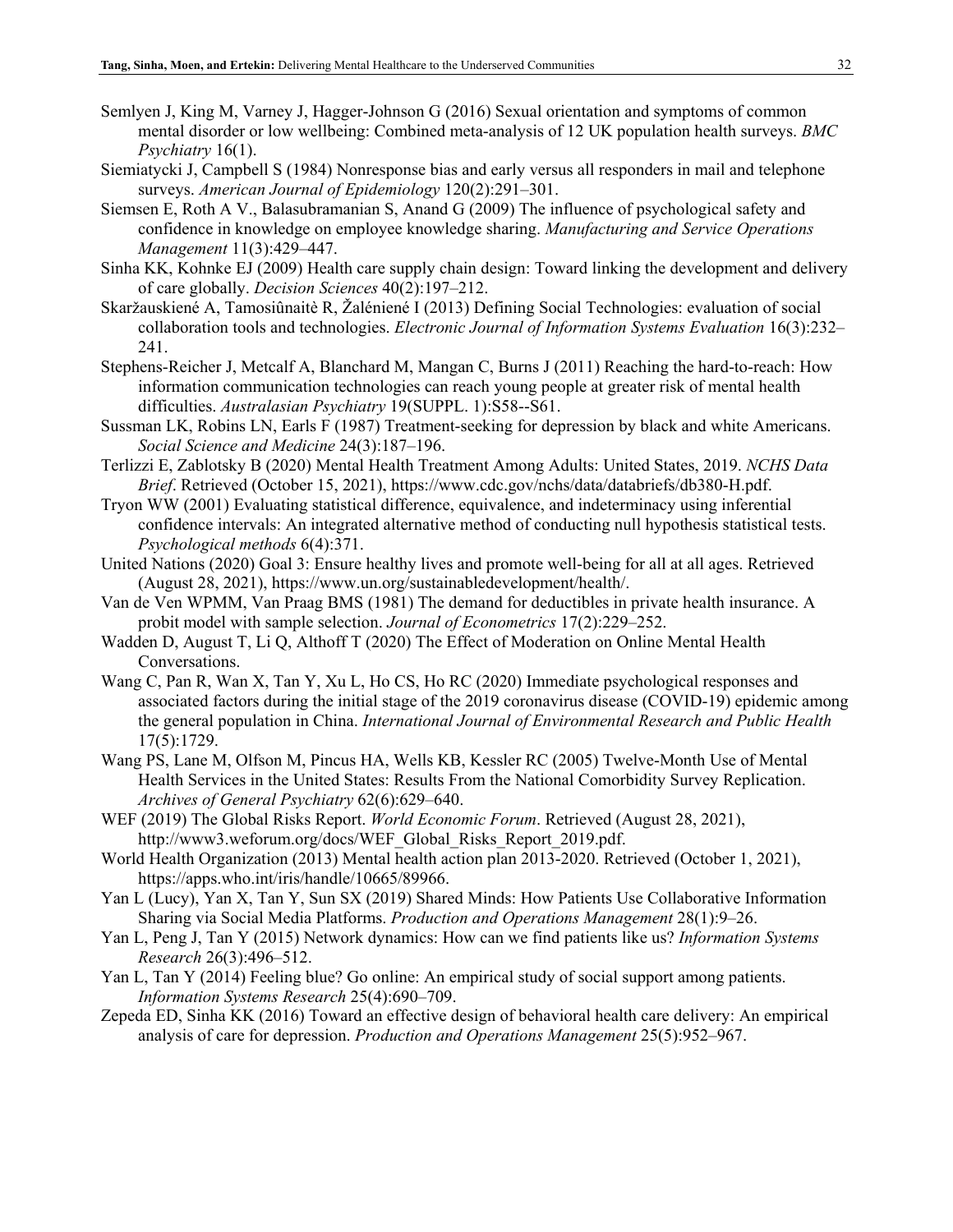Semlyen J, King M, Varney J, Hagger-Johnson G (2016) Sexual orientation and symptoms of common mental disorder or low wellbeing: Combined meta-analysis of 12 UK population health surveys. *BMC Psychiatry* 16(1).

Siemiatycki J, Campbell S (1984) Nonresponse bias and early versus all responders in mail and telephone surveys. *American Journal of Epidemiology* 120(2):291–301.

Siemsen E, Roth A V., Balasubramanian S, Anand G (2009) The influence of psychological safety and confidence in knowledge on employee knowledge sharing. *Manufacturing and Service Operations Management* 11(3):429–447.

Sinha KK, Kohnke EJ (2009) Health care supply chain design: Toward linking the development and delivery of care globally. *Decision Sciences* 40(2):197–212.

Skaržauskienė A, Tamosiûnaitė R, Žalėnienė I (2013) Defining Social Technologies: evaluation of social collaboration tools and technologies. *Electronic Journal of Information Systems Evaluation* 16(3):232–241.

Stephens-Reicher J, Metcalf A, Blanchard M, Mangan C, Burns J (2011) Reaching the hard-to-reach: How information communication technologies can reach young people at greater risk of mental health difficulties. *Australasian Psychiatry* 19(SUPPL. 1):S58--S61.

Sussman LK, Robins LN, Earls F (1987) Treatment-seeking for depression by black and white Americans. *Social Science and Medicine* 24(3):187–196.

Terlizzi E, Zablotsky B (2020) Mental Health Treatment Among Adults: United States, 2019. *NCHS Data Brief*. Retrieved (October 15, 2021), https://www.cdc.gov/nchs/data/databriefs/db380-H.pdf.

Tryon WW (2001) Evaluating statistical difference, equivalence, and indeterminacy using inferential confidence intervals: An integrated alternative method of conducting null hypothesis statistical tests. *Psychological methods* 6(4):371.

United Nations (2020) Goal 3: Ensure healthy lives and promote well-being for all at all ages. Retrieved (August 28, 2021), https://www.un.org/sustainabledevelopment/health/.

Van de Ven WPMM, Van Praag BMS (1981) The demand for deductibles in private health insurance. A probit model with sample selection. *Journal of Econometrics* 17(2):229–252.

Wadden D, August T, Li Q, Althoff T (2020) The Effect of Moderation on Online Mental Health Conversations.

Wang C, Pan R, Wan X, Tan Y, Xu L, Ho CS, Ho RC (2020) Immediate psychological responses and associated factors during the initial stage of the 2019 coronavirus disease (COVID-19) epidemic among the general population in China. *International Journal of Environmental Research and Public Health* 17(5):1729.

Wang PS, Lane M, Olfson M, Pincus HA, Wells KB, Kessler RC (2005) Twelve-Month Use of Mental Health Services in the United States: Results From the National Comorbidity Survey Replication. *Archives of General Psychiatry* 62(6):629–640.

WEF (2019) The Global Risks Report. *World Economic Forum*. Retrieved (August 28, 2021), http://www3.weforum.org/docs/WEF_Global_Risks_Report_2019.pdf.

World Health Organization (2013) Mental health action plan 2013-2020. Retrieved (October 1, 2021), https://apps.who.int/iris/handle/10665/89966.

Yan L (Lucy), Yan X, Tan Y, Sun SX (2019) Shared Minds: How Patients Use Collaborative Information Sharing via Social Media Platforms. *Production and Operations Management* 28(1):9–26.

Yan L, Peng J, Tan Y (2015) Network dynamics: How can we find patients like us? *Information Systems Research* 26(3):496–512.

Yan L, Tan Y (2014) Feeling blue? Go online: An empirical study of social support among patients. *Information Systems Research* 25(4):690–709.

Zepeda ED, Sinha KK (2016) Toward an effective design of behavioral health care delivery: An empirical analysis of care for depression. *Production and Operations Management* 25(5):952–967.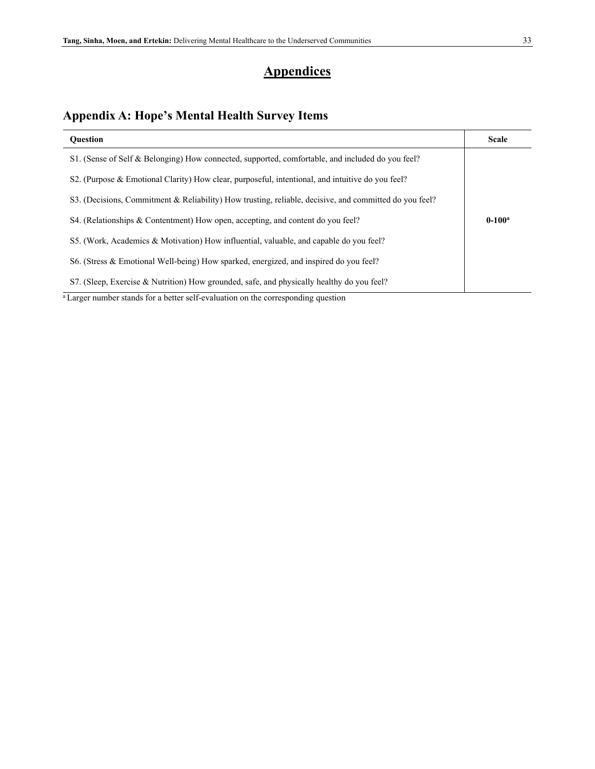# Appendices

## Appendix A: Hope's Mental Health Survey Items

| Question | Scale |
|---|---|
| S1. (Sense of Self & Belonging) How connected, supported, comfortable, and included do you feel? | |
| S2. (Purpose & Emotional Clarity) How clear, purposeful, intentional, and intuitive do you feel? | |
| S3. (Decisions, Commitment & Reliability) How trusting, reliable, decisive, and committed do you feel? | |
| S4. (Relationships & Contentment) How open, accepting, and content do you feel? | **0-100[a]** |
| S5. (Work, Academics & Motivation) How influential, valuable, and capable do you feel? | |
| S6. (Stress & Emotional Well-being) How sparked, energized, and inspired do you feel? | |
| S7. (Sleep, Exercise & Nutrition) How grounded, safe, and physically healthy do you feel? | |

[a] Larger number stands for a better self-evaluation on the corresponding question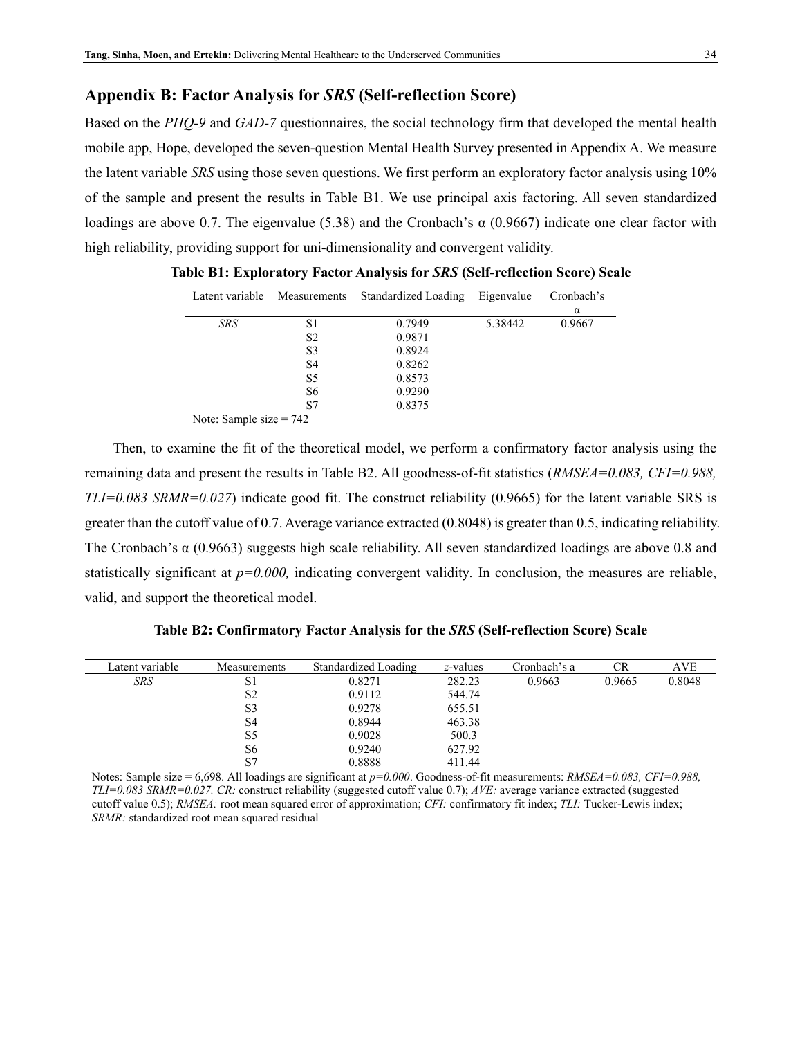## Appendix B: Factor Analysis for *SRS* (Self-reflection Score)

Based on the *PHQ-9* and *GAD-7* questionnaires, the social technology firm that developed the mental health mobile app, Hope, developed the seven-question Mental Health Survey presented in Appendix A. We measure the latent variable *SRS* using those seven questions. We first perform an exploratory factor analysis using 10% of the sample and present the results in Table B1. We use principal axis factoring. All seven standardized loadings are above 0.7. The eigenvalue (5.38) and the Cronbach's α (0.9667) indicate one clear factor with high reliability, providing support for uni-dimensionality and convergent validity.

**Table B1: Exploratory Factor Analysis for *SRS* (Self-reflection Score) Scale**

| Latent variable | Measurements | Standardized Loading | Eigenvalue | Cronbach's α |
|---|---|---|---|---|
| *SRS* | S1 | 0.7949 | 5.38442 | 0.9667 |
| | S2 | 0.9871 | | |
| | S3 | 0.8924 | | |
| | S4 | 0.8262 | | |
| | S5 | 0.8573 | | |
| | S6 | 0.9290 | | |
| | S7 | 0.8375 | | |

Note: Sample size = 742

Then, to examine the fit of the theoretical model, we perform a confirmatory factor analysis using the remaining data and present the results in Table B2. All goodness-of-fit statistics (*RMSEA=0.083, CFI=0.988, TLI=0.083 SRMR=0.027*) indicate good fit. The construct reliability (0.9665) for the latent variable SRS is greater than the cutoff value of 0.7. Average variance extracted (0.8048) is greater than 0.5, indicating reliability. The Cronbach's α (0.9663) suggests high scale reliability. All seven standardized loadings are above 0.8 and statistically significant at $p=0.000$, indicating convergent validity. In conclusion, the measures are reliable, valid, and support the theoretical model.

**Table B2: Confirmatory Factor Analysis for the *SRS* (Self-reflection Score) Scale**

| Latent variable | Measurements | Standardized Loading | *z*-values | Cronbach's a | CR | AVE |
|---|---|---|---|---|---|---|
| *SRS* | S1 | 0.8271 | 282.23 | 0.9663 | 0.9665 | 0.8048 |
| | S2 | 0.9112 | 544.74 | | | |
| | S3 | 0.9278 | 655.51 | | | |
| | S4 | 0.8944 | 463.38 | | | |
| | S5 | 0.9028 | 500.3 | | | |
| | S6 | 0.9240 | 627.92 | | | |
| | S7 | 0.8888 | 411.44 | | | |

Notes: Sample size = 6,698. All loadings are significant at $p=0.000$. Goodness-of-fit measurements: *RMSEA=0.083, CFI=0.988, TLI=0.083 SRMR=0.027. CR:* construct reliability (suggested cutoff value 0.7); *AVE:* average variance extracted (suggested cutoff value 0.5); *RMSEA:* root mean squared error of approximation; *CFI:* confirmatory fit index; *TLI:* Tucker-Lewis index; *SRMR:* standardized root mean squared residual